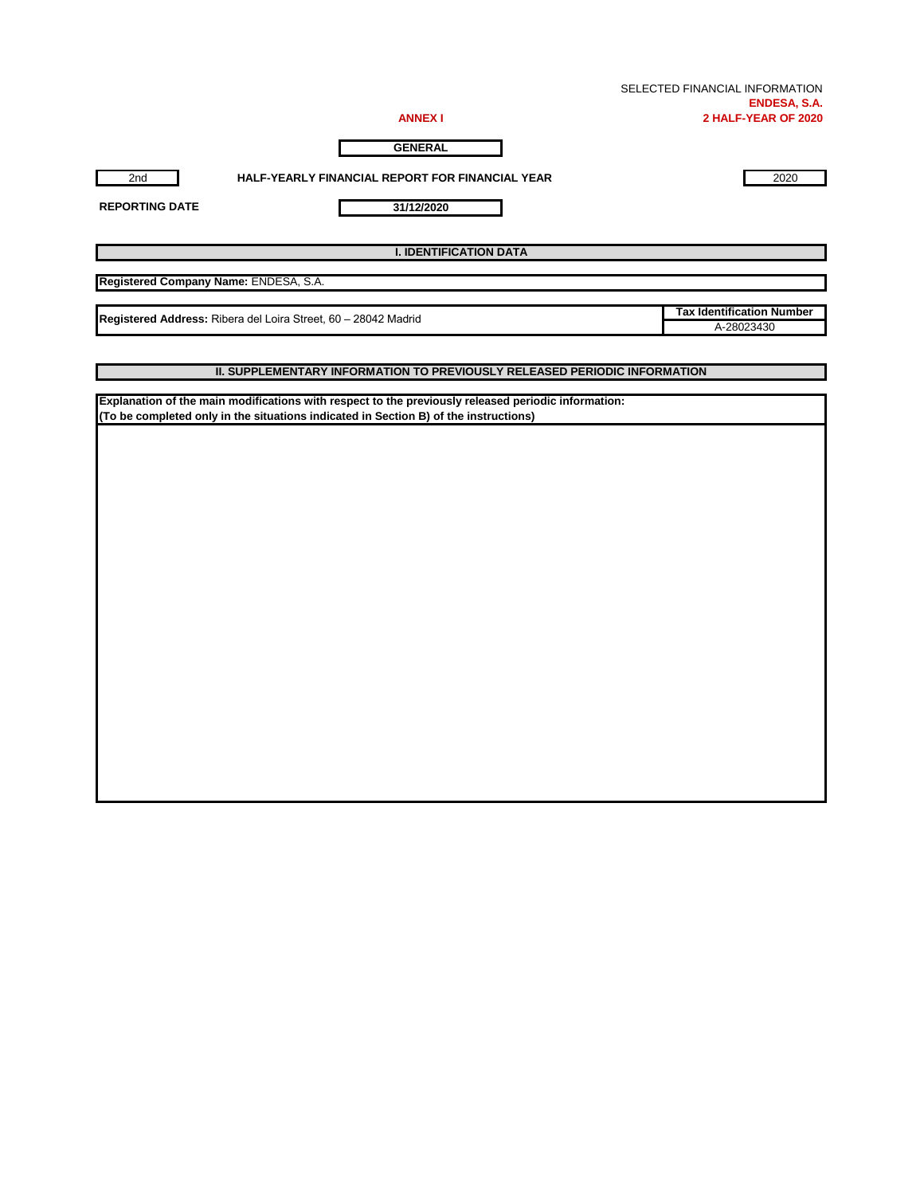SELECTED FINANCIAL INFORMATION

**ENDESA, S.A.**

**2 HALF-YEAR OF 2020**

**ANNEX I**

**GENERAL**

| 2nd | HALF-YEARLY FINANCIAL REPORT FOR FINANCIAL YEAR | 2020 |
|---|---|---|

**REPORTING DATE** 31/12/2020

## I. IDENTIFICATION DATA

**Registered Company Name:** ENDESA, S.A.

| Registered Address: Ribera del Loira Street, 60 – 28042 Madrid | Tax Identification Number |
|---|---|
| | A-28023430 |

## II. SUPPLEMENTARY INFORMATION TO PREVIOUSLY RELEASED PERIODIC INFORMATION

**Explanation of the main modifications with respect to the previously released periodic information:**
**(To be completed only in the situations indicated in Section B) of the instructions)**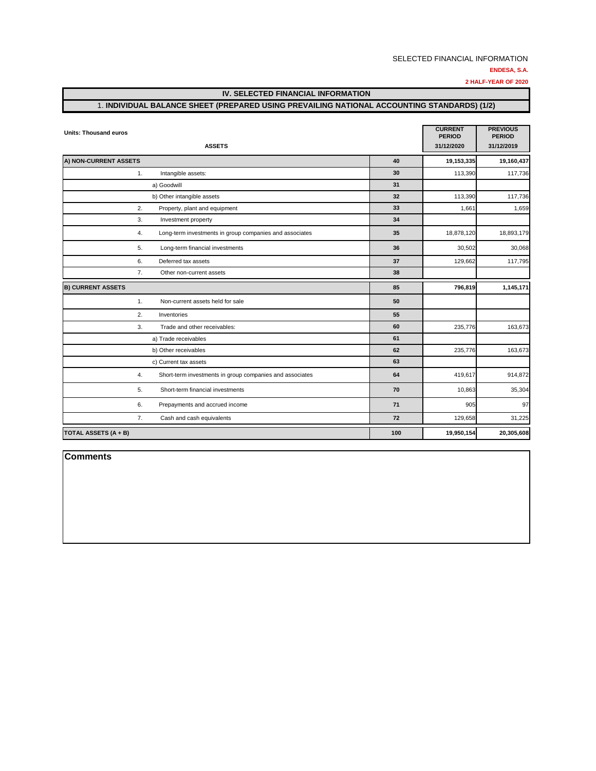SELECTED FINANCIAL INFORMATION

**ENDESA, S.A.**

**2 HALF-YEAR OF 2020**

## IV. SELECTED FINANCIAL INFORMATION

### 1. INDIVIDUAL BALANCE SHEET (PREPARED USING PREVAILING NATIONAL ACCOUNTING STANDARDS) (1/2)

**Units: Thousand euros**

| ASSETS | | CURRENT PERIOD 31/12/2020 | PREVIOUS PERIOD 31/12/2019 |
|---|---|---|---|
| **A) NON-CURRENT ASSETS** | **40** | **19,153,335** | **19,160,437** |
| 1. Intangible assets: | 30 | 113,390 | 117,736 |
| a) Goodwill | 31 | | |
| b) Other intangible assets | 32 | 113,390 | 117,736 |
| 2. Property, plant and equipment | 33 | 1,661 | 1,659 |
| 3. Investment property | 34 | | |
| 4. Long-term investments in group companies and associates | 35 | 18,878,120 | 18,893,179 |
| 5. Long-term financial investments | 36 | 30,502 | 30,068 |
| 6. Deferred tax assets | 37 | 129,662 | 117,795 |
| 7. Other non-current assets | 38 | | |
| **B) CURRENT ASSETS** | **85** | **796,819** | **1,145,171** |
| 1. Non-current assets held for sale | 50 | | |
| 2. Inventories | 55 | | |
| 3. Trade and other receivables: | 60 | 235,776 | 163,673 |
| a) Trade receivables | 61 | | |
| b) Other receivables | 62 | 235,776 | 163,673 |
| c) Current tax assets | 63 | | |
| 4. Short-term investments in group companies and associates | 64 | 419,617 | 914,872 |
| 5. Short-term financial investments | 70 | 10,863 | 35,304 |
| 6. Prepayments and accrued income | 71 | 905 | 97 |
| 7. Cash and cash equivalents | 72 | 129,658 | 31,225 |
| **TOTAL ASSETS (A + B)** | **100** | **19,950,154** | **20,305,608** |

**Comments**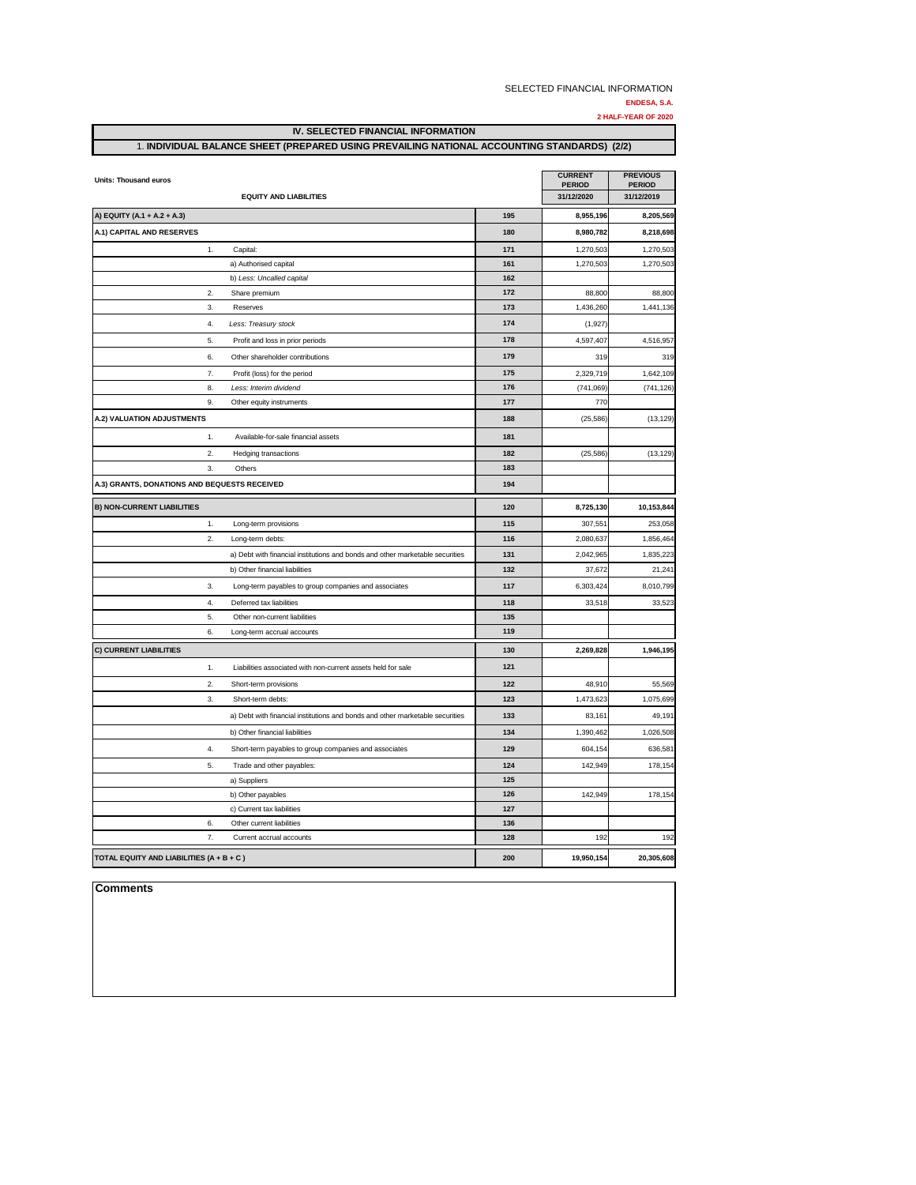SELECTED FINANCIAL INFORMATION

**ENDESA, S.A.**

**2 HALF-YEAR OF 2020**

## IV. SELECTED FINANCIAL INFORMATION

### 1. INDIVIDUAL BALANCE SHEET (PREPARED USING PREVAILING NATIONAL ACCOUNTING STANDARDS) (2/2)

**Units: Thousand euros**

| EQUITY AND LIABILITIES | | CURRENT PERIOD 31/12/2020 | PREVIOUS PERIOD 31/12/2019 |
|---|---|---|---|
| **A) EQUITY (A.1 + A.2 + A.3)** | 195 | **8,955,196** | **8,205,569** |
| **A.1) CAPITAL AND RESERVES** | 180 | **8,980,782** | **8,218,698** |
| 1. Capital: | 171 | 1,270,503 | 1,270,503 |
| a) Authorised capital | 161 | 1,270,503 | 1,270,503 |
| b) *Less: Uncalled capital* | 162 | | |
| 2. Share premium | 172 | 88,800 | 88,800 |
| 3. Reserves | 173 | 1,436,260 | 1,441,136 |
| 4. *Less: Treasury stock* | 174 | (1,927) | |
| 5. Profit and loss in prior periods | 178 | 4,597,407 | 4,516,957 |
| 6. Other shareholder contributions | 179 | 319 | 319 |
| 7. Profit (loss) for the period | 175 | 2,329,719 | 1,642,109 |
| 8. *Less: Interim dividend* | 176 | (741,069) | (741,126) |
| 9. Other equity instruments | 177 | 770 | |
| **A.2) VALUATION ADJUSTMENTS** | 188 | (25,586) | (13,129) |
| 1. Available-for-sale financial assets | 181 | | |
| 2. Hedging transactions | 182 | (25,586) | (13,129) |
| 3. Others | 183 | | |
| **A.3) GRANTS, DONATIONS AND BEQUESTS RECEIVED** | 194 | | |
| **B) NON-CURRENT LIABILITIES** | 120 | **8,725,130** | **10,153,844** |
| 1. Long-term provisions | 115 | 307,551 | 253,058 |
| 2. Long-term debts: | 116 | 2,080,637 | 1,856,464 |
| a) Debt with financial institutions and bonds and other marketable securities | 131 | 2,042,965 | 1,835,223 |
| b) Other financial liabilities | 132 | 37,672 | 21,241 |
| 3. Long-term payables to group companies and associates | 117 | 6,303,424 | 8,010,799 |
| 4. Deferred tax liabilities | 118 | 33,518 | 33,523 |
| 5. Other non-current liabilities | 135 | | |
| 6. Long-term accrual accounts | 119 | | |
| **C) CURRENT LIABILITIES** | 130 | **2,269,828** | **1,946,195** |
| 1. Liabilities associated with non-current assets held for sale | 121 | | |
| 2. Short-term provisions | 122 | 48,910 | 55,569 |
| 3. Short-term debts: | 123 | 1,473,623 | 1,075,699 |
| a) Debt with financial institutions and bonds and other marketable securities | 133 | 83,161 | 49,191 |
| b) Other financial liabilities | 134 | 1,390,462 | 1,026,508 |
| 4. Short-term payables to group companies and associates | 129 | 604,154 | 636,581 |
| 5. Trade and other payables: | 124 | 142,949 | 178,154 |
| a) Suppliers | 125 | | |
| b) Other payables | 126 | 142,949 | 178,154 |
| c) Current tax liabilities | 127 | | |
| 6. Other current liabilities | 136 | | |
| 7. Current accrual accounts | 128 | 192 | 192 |
| **TOTAL EQUITY AND LIABILITIES (A + B + C )** | 200 | **19,950,154** | **20,305,608** |

**Comments**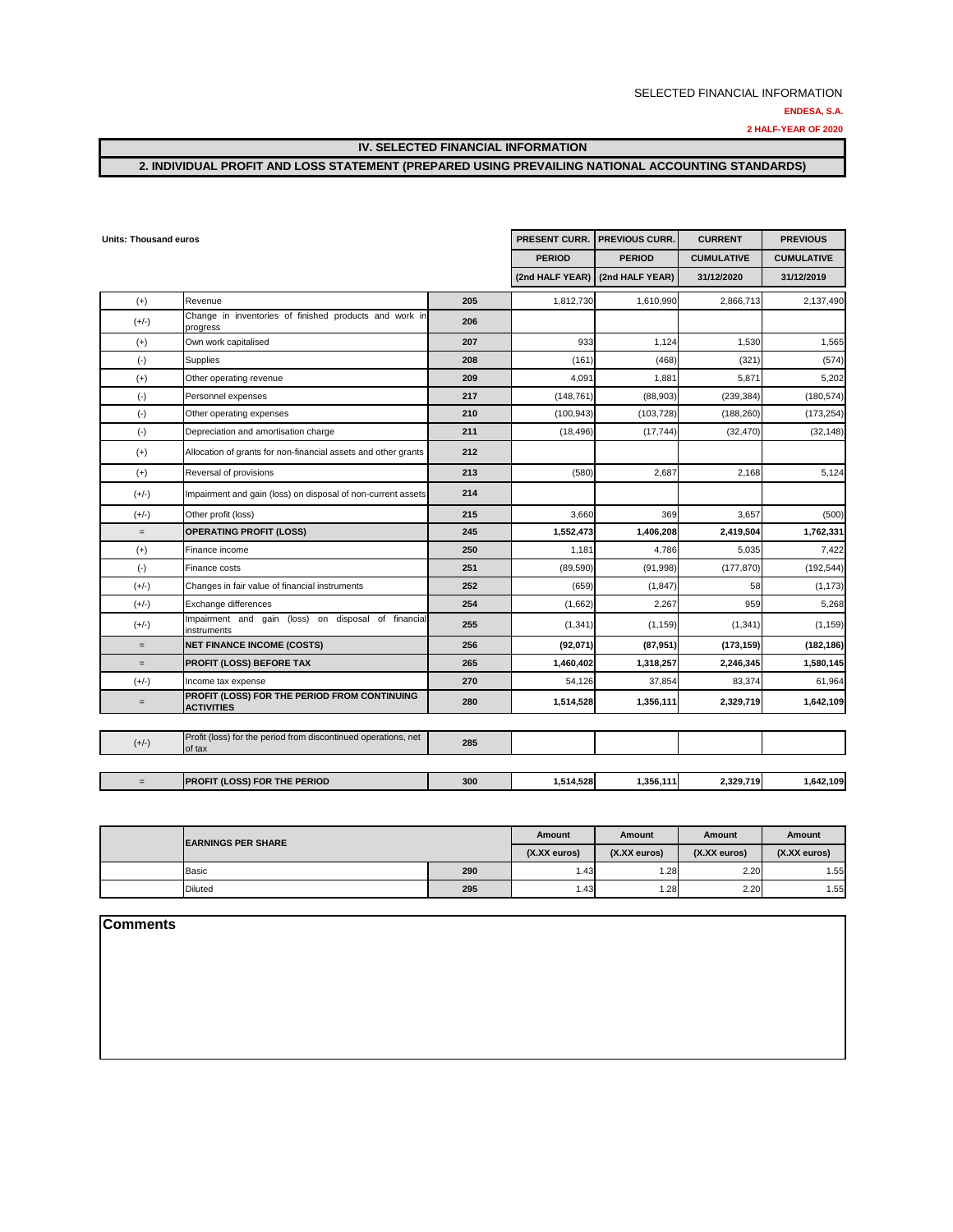SELECTED FINANCIAL INFORMATION

**ENDESA, S.A.**

**2 HALF-YEAR OF 2020**

## IV. SELECTED FINANCIAL INFORMATION

## 2. INDIVIDUAL PROFIT AND LOSS STATEMENT (PREPARED USING PREVAILING NATIONAL ACCOUNTING STANDARDS)

**Units: Thousand euros**

| | | | PRESENT CURR. PERIOD (2nd HALF YEAR) | PREVIOUS CURR. PERIOD (2nd HALF YEAR) | CURRENT CUMULATIVE 31/12/2020 | PREVIOUS CUMULATIVE 31/12/2019 |
|---|---|---|---|---|---|---|
| (+) | Revenue | 205 | 1,812,730 | 1,610,990 | 2,866,713 | 2,137,490 |
| (+/-) | Change in inventories of finished products and work in progress | 206 | | | | |
| (+) | Own work capitalised | 207 | 933 | 1,124 | 1,530 | 1,565 |
| (-) | Supplies | 208 | (161) | (468) | (321) | (574) |
| (+) | Other operating revenue | 209 | 4,091 | 1,881 | 5,871 | 5,202 |
| (-) | Personnel expenses | 217 | (148,761) | (88,903) | (239,384) | (180,574) |
| (-) | Other operating expenses | 210 | (100,943) | (103,728) | (188,260) | (173,254) |
| (-) | Depreciation and amortisation charge | 211 | (18,496) | (17,744) | (32,470) | (32,148) |
| (+) | Allocation of grants for non-financial assets and other grants | 212 | | | | |
| (+) | Reversal of provisions | 213 | (580) | 2,687 | 2,168 | 5,124 |
| (+/-) | Impairment and gain (loss) on disposal of non-current assets | 214 | | | | |
| (+/-) | Other profit (loss) | 215 | 3,660 | 369 | 3,657 | (500) |
| = | **OPERATING PROFIT (LOSS)** | 245 | **1,552,473** | **1,406,208** | **2,419,504** | **1,762,331** |
| (+) | Finance income | 250 | 1,181 | 4,786 | 5,035 | 7,422 |
| (-) | Finance costs | 251 | (89,590) | (91,998) | (177,870) | (192,544) |
| (+/-) | Changes in fair value of financial instruments | 252 | (659) | (1,847) | 58 | (1,173) |
| (+/-) | Exchange differences | 254 | (1,662) | 2,267 | 959 | 5,268 |
| (+/-) | Impairment and gain (loss) on disposal of financial instruments | 255 | (1,341) | (1,159) | (1,341) | (1,159) |
| = | **NET FINANCE INCOME (COSTS)** | 256 | **(92,071)** | **(87,951)** | **(173,159)** | **(182,186)** |
| = | **PROFIT (LOSS) BEFORE TAX** | 265 | **1,460,402** | **1,318,257** | **2,246,345** | **1,580,145** |
| (+/-) | Income tax expense | 270 | 54,126 | 37,854 | 83,374 | 61,964 |
| = | **PROFIT (LOSS) FOR THE PERIOD FROM CONTINUING ACTIVITIES** | 280 | **1,514,528** | **1,356,111** | **2,329,719** | **1,642,109** |
| (+/-) | Profit (loss) for the period from discontinued operations, net of tax | 285 | | | | |
| = | **PROFIT (LOSS) FOR THE PERIOD** | 300 | **1,514,528** | **1,356,111** | **2,329,719** | **1,642,109** |

| | EARNINGS PER SHARE | | Amount (X.XX euros) | Amount (X.XX euros) | Amount (X.XX euros) | Amount (X.XX euros) |
|---|---|---|---|---|---|---|
| | Basic | 290 | 1.43 | 1.28 | 2.20 | 1.55 |
| | Diluted | 295 | 1.43 | 1.28 | 2.20 | 1.55 |

**Comments**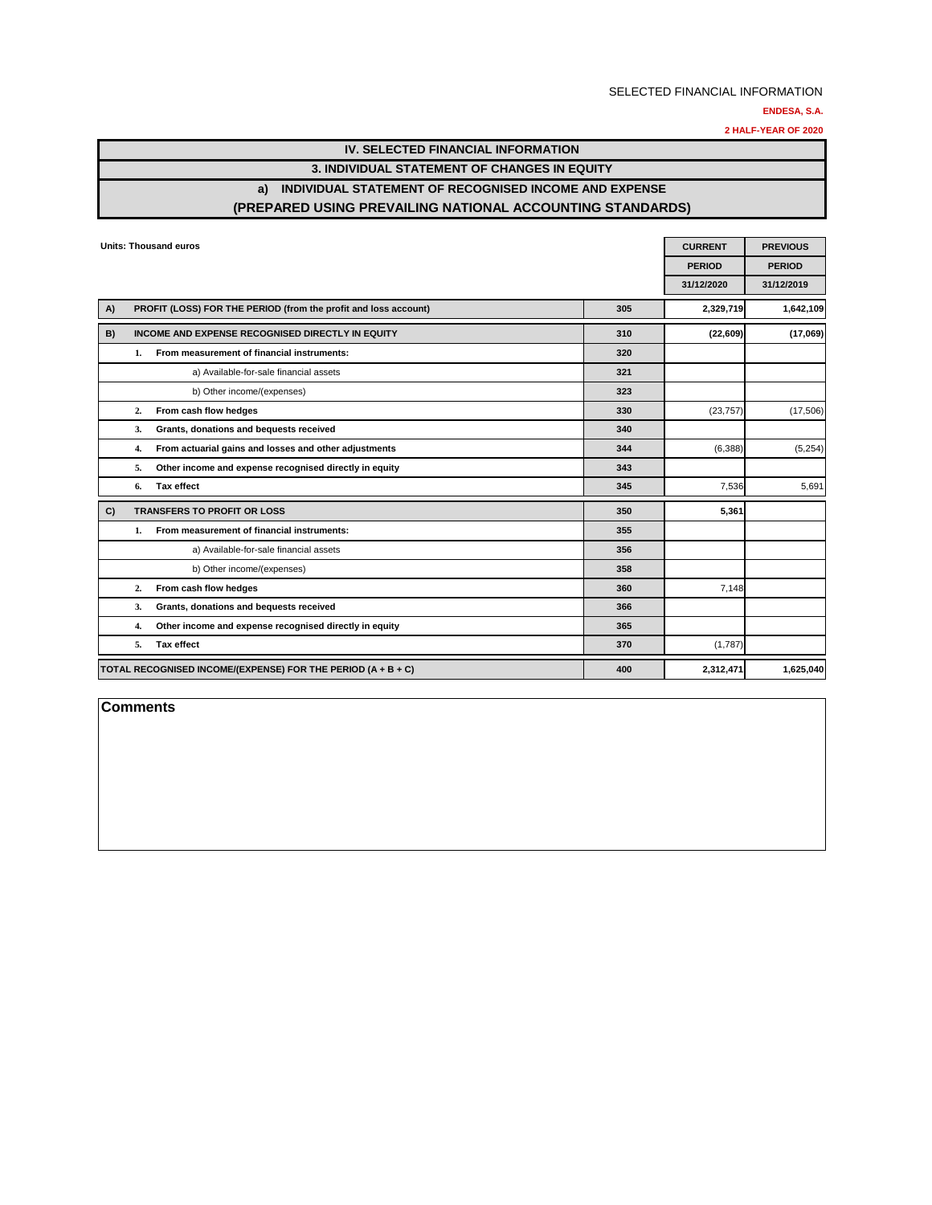SELECTED FINANCIAL INFORMATION

**ENDESA, S.A.**

**2 HALF-YEAR OF 2020**

# IV. SELECTED FINANCIAL INFORMATION

## 3. INDIVIDUAL STATEMENT OF CHANGES IN EQUITY

### a) INDIVIDUAL STATEMENT OF RECOGNISED INCOME AND EXPENSE (PREPARED USING PREVAILING NATIONAL ACCOUNTING STANDARDS)

**Units: Thousand euros**

| | | | CURRENT PERIOD 31/12/2020 | PREVIOUS PERIOD 31/12/2019 |
|---|---|---|---|---|
| **A)** | **PROFIT (LOSS) FOR THE PERIOD (from the profit and loss account)** | 305 | **2,329,719** | **1,642,109** |
| **B)** | **INCOME AND EXPENSE RECOGNISED DIRECTLY IN EQUITY** | 310 | **(22,609)** | **(17,069)** |
| | **1. From measurement of financial instruments:** | 320 | | |
| | a) Available-for-sale financial assets | 321 | | |
| | b) Other income/(expenses) | 323 | | |
| | **2. From cash flow hedges** | 330 | (23,757) | (17,506) |
| | **3. Grants, donations and bequests received** | 340 | | |
| | **4. From actuarial gains and losses and other adjustments** | 344 | (6,388) | (5,254) |
| | **5. Other income and expense recognised directly in equity** | 343 | | |
| | **6. Tax effect** | 345 | 7,536 | 5,691 |
| **C)** | **TRANSFERS TO PROFIT OR LOSS** | 350 | **5,361** | |
| | **1. From measurement of financial instruments:** | 355 | | |
| | a) Available-for-sale financial assets | 356 | | |
| | b) Other income/(expenses) | 358 | | |
| | **2. From cash flow hedges** | 360 | 7,148 | |
| | **3. Grants, donations and bequests received** | 366 | | |
| | **4. Other income and expense recognised directly in equity** | 365 | | |
| | **5. Tax effect** | 370 | (1,787) | |
| **TOTAL RECOGNISED INCOME/(EXPENSE) FOR THE PERIOD (A + B + C)** | | 400 | **2,312,471** | **1,625,040** |

**Comments**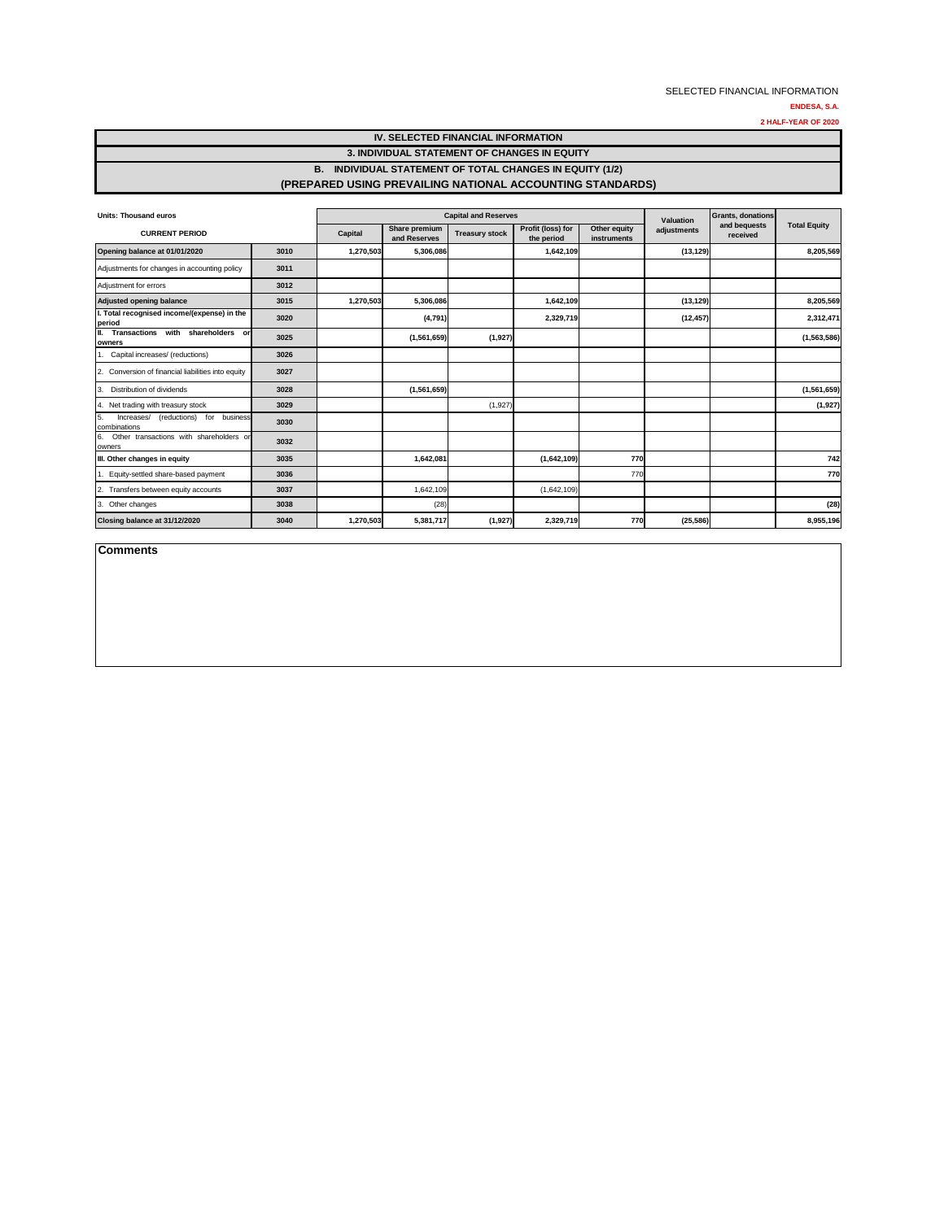SELECTED FINANCIAL INFORMATION

**ENDESA, S.A.**

**2 HALF-YEAR OF 2020**

## IV. SELECTED FINANCIAL INFORMATION

### 3. INDIVIDUAL STATEMENT OF CHANGES IN EQUITY

### B. INDIVIDUAL STATEMENT OF TOTAL CHANGES IN EQUITY (1/2)

### (PREPARED USING PREVAILING NATIONAL ACCOUNTING STANDARDS)

| Units: Thousand euros | | Capital and Reserves | | | | | Valuation adjustments | Grants, donations and bequests received | Total Equity |
|---|---|---|---|---|---|---|---|---|---|
| **CURRENT PERIOD** | | Capital | Share premium and Reserves | Treasury stock | Profit (loss) for the period | Other equity instruments | | | |
| **Opening balance at 01/01/2020** | 3010 | 1,270,503 | 5,306,086 | | 1,642,109 | | (13,129) | | 8,205,569 |
| Adjustments for changes in accounting policy | 3011 | | | | | | | | |
| Adjustment for errors | 3012 | | | | | | | | |
| **Adjusted opening balance** | 3015 | 1,270,503 | 5,306,086 | | 1,642,109 | | (13,129) | | 8,205,569 |
| **I. Total recognised income/(expense) in the period** | 3020 | | (4,791) | | 2,329,719 | | (12,457) | | 2,312,471 |
| **II. Transactions with shareholders or owners** | 3025 | | (1,561,659) | (1,927) | | | | | (1,563,586) |
| 1. Capital increases/ (reductions) | 3026 | | | | | | | | |
| 2. Conversion of financial liabilities into equity | 3027 | | | | | | | | |
| 3. Distribution of dividends | 3028 | | (1,561,659) | | | | | | (1,561,659) |
| 4. Net trading with treasury stock | 3029 | | | (1,927) | | | | | (1,927) |
| 5. Increases/ (reductions) for business combinations | 3030 | | | | | | | | |
| 6. Other transactions with shareholders or owners | 3032 | | | | | | | | |
| **III. Other changes in equity** | 3035 | | 1,642,081 | | (1,642,109) | 770 | | | 742 |
| 1. Equity-settled share-based payment | 3036 | | | | | 770 | | | 770 |
| 2. Transfers between equity accounts | 3037 | | 1,642,109 | | (1,642,109) | | | | |
| 3. Other changes | 3038 | | (28) | | | | | | (28) |
| **Closing balance at 31/12/2020** | 3040 | 1,270,503 | 5,381,717 | (1,927) | 2,329,719 | 770 | (25,586) | | 8,955,196 |

**Comments**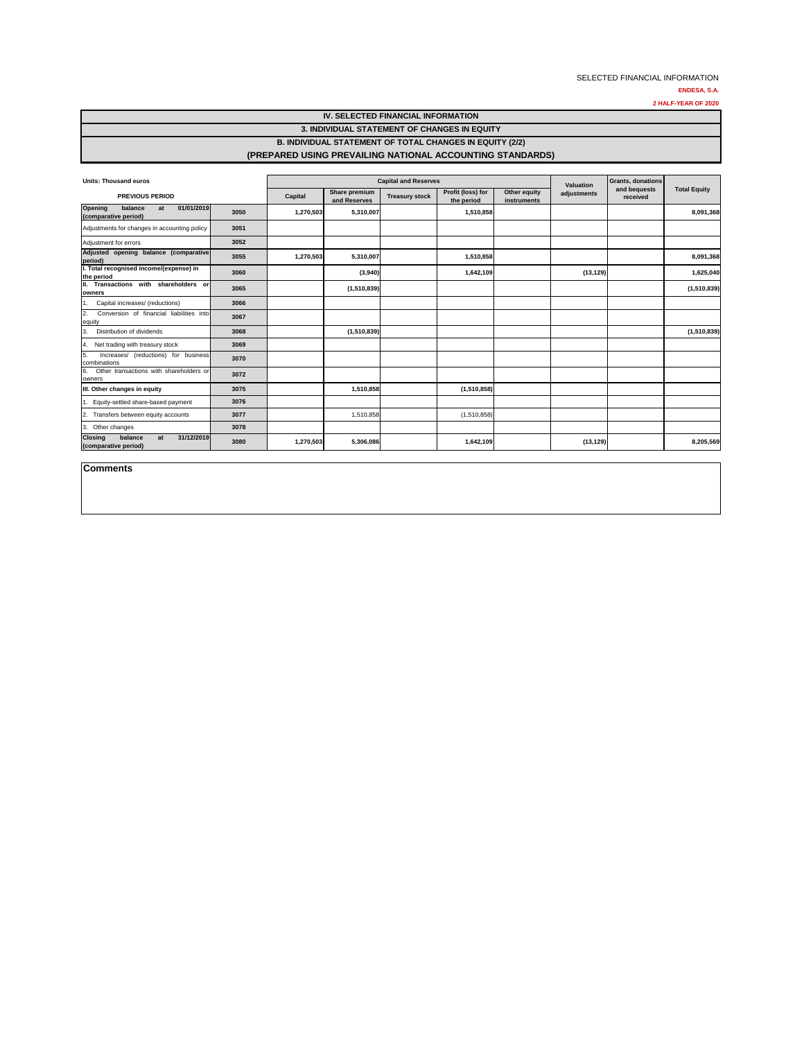SELECTED FINANCIAL INFORMATION

**ENDESA, S.A.**

**2 HALF-YEAR OF 2020**

# IV. SELECTED FINANCIAL INFORMATION

## 3. INDIVIDUAL STATEMENT OF CHANGES IN EQUITY

### B. INDIVIDUAL STATEMENT OF TOTAL CHANGES IN EQUITY (2/2)

### (PREPARED USING PREVAILING NATIONAL ACCOUNTING STANDARDS)

| Units: Thousand euros | | Capital and Reserves | | | | | Valuation adjustments | Grants, donations and bequests received | Total Equity |
|---|---|---|---|---|---|---|---|---|---|
| PREVIOUS PERIOD | | Capital | Share premium and Reserves | Treasury stock | Profit (loss) for the period | Other equity instruments | | | |
| **Opening balance at 01/01/2019 (comparative period)** | 3050 | 1,270,503 | 5,310,007 | | 1,510,858 | | | | 8,091,368 |
| Adjustments for changes in accounting policy | 3051 | | | | | | | | |
| Adjustment for errors | 3052 | | | | | | | | |
| **Adjusted opening balance (comparative period)** | 3055 | 1,270,503 | 5,310,007 | | 1,510,858 | | | | 8,091,368 |
| **I. Total recognised income/(expense) in the period** | 3060 | | (3,940) | | 1,642,109 | | (13,129) | | 1,625,040 |
| **II. Transactions with shareholders or owners** | 3065 | | (1,510,839) | | | | | | (1,510,839) |
| 1. Capital increases/ (reductions) | 3066 | | | | | | | | |
| 2. Conversion of financial liabilities into equity | 3067 | | | | | | | | |
| 3. Distribution of dividends | 3068 | | (1,510,839) | | | | | | (1,510,839) |
| 4. Net trading with treasury stock | 3069 | | | | | | | | |
| 5. Increases/ (reductions) for business combinations | 3070 | | | | | | | | |
| 6. Other transactions with shareholders or owners | 3072 | | | | | | | | |
| **III. Other changes in equity** | 3075 | | 1,510,858 | | (1,510,858) | | | | |
| 1. Equity-settled share-based payment | 3076 | | | | | | | | |
| 2. Transfers between equity accounts | 3077 | | 1,510,858 | | (1,510,858) | | | | |
| 3. Other changes | 3078 | | | | | | | | |
| **Closing balance at 31/12/2019 (comparative period)** | 3080 | 1,270,503 | 5,306,086 | | 1,642,109 | | (13,129) | | 8,205,569 |

**Comments**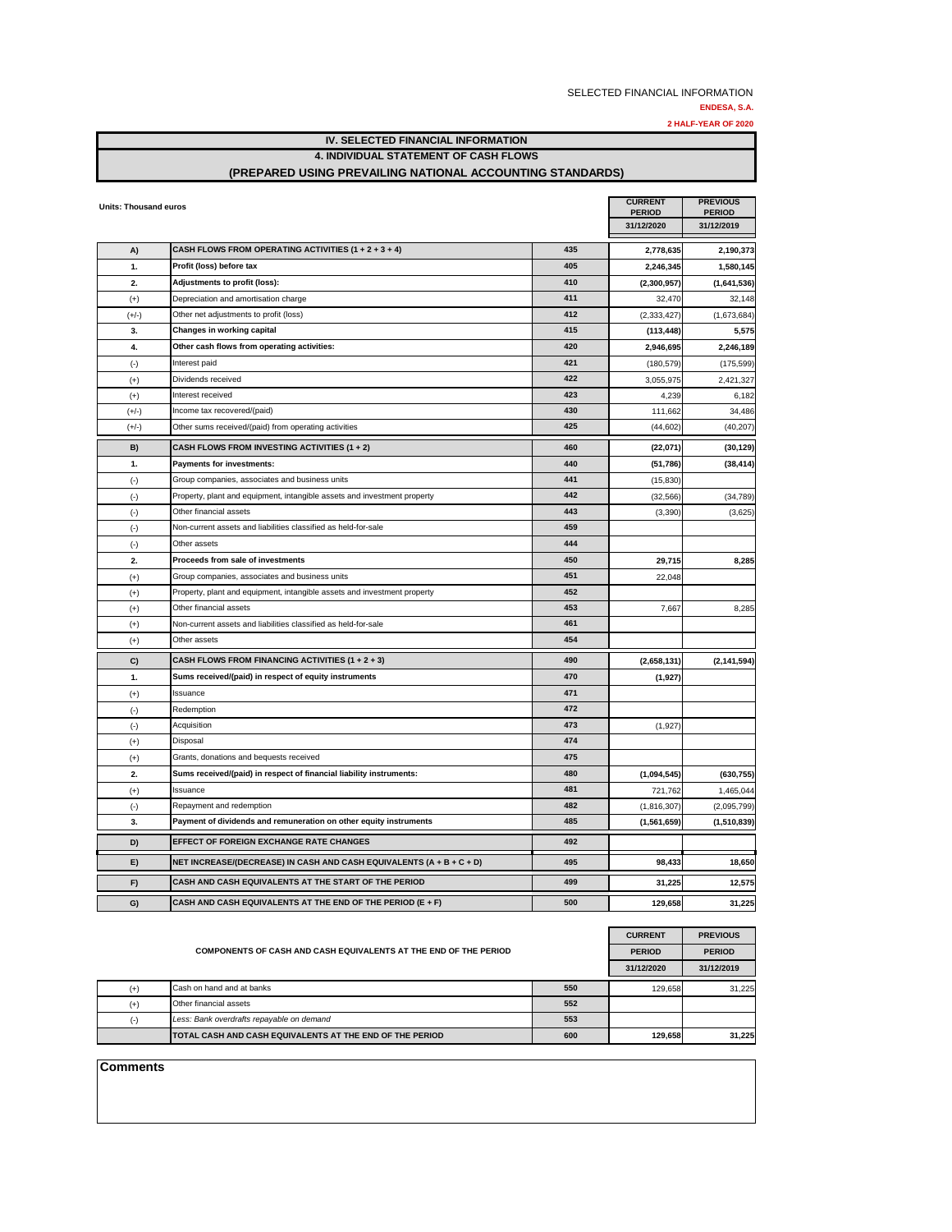SELECTED FINANCIAL INFORMATION

**ENDESA, S.A.**

**2 HALF-YEAR OF 2020**

## IV. SELECTED FINANCIAL INFORMATION

## 4. INDIVIDUAL STATEMENT OF CASH FLOWS

## (PREPARED USING PREVAILING NATIONAL ACCOUNTING STANDARDS)

**Units: Thousand euros**

| | | | CURRENT PERIOD 31/12/2020 | PREVIOUS PERIOD 31/12/2019 |
|---|---|---|---|---|
| **A)** | **CASH FLOWS FROM OPERATING ACTIVITIES (1 + 2 + 3 + 4)** | 435 | **2,778,635** | **2,190,373** |
| **1.** | **Profit (loss) before tax** | 405 | **2,246,345** | **1,580,145** |
| **2.** | **Adjustments to profit (loss):** | 410 | **(2,300,957)** | **(1,641,536)** |
| (+) | Depreciation and amortisation charge | 411 | 32,470 | 32,148 |
| (+/-) | Other net adjustments to profit (loss) | 412 | (2,333,427) | (1,673,684) |
| **3.** | **Changes in working capital** | 415 | **(113,448)** | **5,575** |
| **4.** | **Other cash flows from operating activities:** | 420 | **2,946,695** | **2,246,189** |
| (-) | Interest paid | 421 | (180,579) | (175,599) |
| (+) | Dividends received | 422 | 3,055,975 | 2,421,327 |
| (+) | Interest received | 423 | 4,239 | 6,182 |
| (+/-) | Income tax recovered/(paid) | 430 | 111,662 | 34,486 |
| (+/-) | Other sums received/(paid) from operating activities | 425 | (44,602) | (40,207) |
| **B)** | **CASH FLOWS FROM INVESTING ACTIVITIES (1 + 2)** | 460 | **(22,071)** | **(30,129)** |
| **1.** | **Payments for investments:** | 440 | **(51,786)** | **(38,414)** |
| (-) | Group companies, associates and business units | 441 | (15,830) | |
| (-) | Property, plant and equipment, intangible assets and investment property | 442 | (32,566) | (34,789) |
| (-) | Other financial assets | 443 | (3,390) | (3,625) |
| (-) | Non-current assets and liabilities classified as held-for-sale | 459 | | |
| (-) | Other assets | 444 | | |
| **2.** | **Proceeds from sale of investments** | 450 | **29,715** | **8,285** |
| (+) | Group companies, associates and business units | 451 | 22,048 | |
| (+) | Property, plant and equipment, intangible assets and investment property | 452 | | |
| (+) | Other financial assets | 453 | 7,667 | 8,285 |
| (+) | Non-current assets and liabilities classified as held-for-sale | 461 | | |
| (+) | Other assets | 454 | | |
| **C)** | **CASH FLOWS FROM FINANCING ACTIVITIES (1 + 2 + 3)** | 490 | **(2,658,131)** | **(2,141,594)** |
| **1.** | **Sums received/(paid) in respect of equity instruments** | 470 | **(1,927)** | |
| (+) | Issuance | 471 | | |
| (-) | Redemption | 472 | | |
| (-) | Acquisition | 473 | (1,927) | |
| (+) | Disposal | 474 | | |
| (+) | Grants, donations and bequests received | 475 | | |
| **2.** | **Sums received/(paid) in respect of financial liability instruments:** | 480 | **(1,094,545)** | **(630,755)** |
| (+) | Issuance | 481 | 721,762 | 1,465,044 |
| (-) | Repayment and redemption | 482 | (1,816,307) | (2,095,799) |
| **3.** | **Payment of dividends and remuneration on other equity instruments** | 485 | **(1,561,659)** | **(1,510,839)** |
| **D)** | **EFFECT OF FOREIGN EXCHANGE RATE CHANGES** | 492 | | |
| **E)** | **NET INCREASE/(DECREASE) IN CASH AND CASH EQUIVALENTS (A + B + C + D)** | 495 | **98,433** | **18,650** |
| **F)** | **CASH AND CASH EQUIVALENTS AT THE START OF THE PERIOD** | 499 | **31,225** | **12,575** |
| **G)** | **CASH AND CASH EQUIVALENTS AT THE END OF THE PERIOD (E + F)** | 500 | **129,658** | **31,225** |

| **COMPONENTS OF CASH AND CASH EQUIVALENTS AT THE END OF THE PERIOD** | | | CURRENT PERIOD 31/12/2020 | PREVIOUS PERIOD 31/12/2019 |
|---|---|---|---|---|
| (+) | Cash on hand and at banks | 550 | 129,658 | 31,225 |
| (+) | Other financial assets | 552 | | |
| (-) | *Less: Bank overdrafts repayable on demand* | 553 | | |
| | **TOTAL CASH AND CASH EQUIVALENTS AT THE END OF THE PERIOD** | 600 | **129,658** | **31,225** |

**Comments**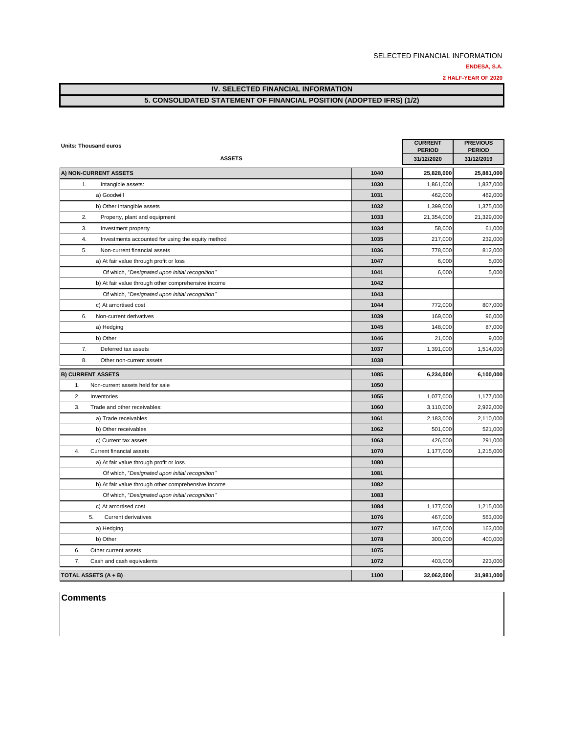SELECTED FINANCIAL INFORMATION

**ENDESA, S.A.**

**2 HALF-YEAR OF 2020**

## IV. SELECTED FINANCIAL INFORMATION

## 5. CONSOLIDATED STATEMENT OF FINANCIAL POSITION (ADOPTED IFRS) (1/2)

**Units: Thousand euros**

| ASSETS | | CURRENT PERIOD 31/12/2020 | PREVIOUS PERIOD 31/12/2019 |
|---|---|---|---|
| **A) NON-CURRENT ASSETS** | **1040** | **25,828,000** | **25,881,000** |
| 1. Intangible assets: | 1030 | 1,861,000 | 1,837,000 |
| a) Goodwill | 1031 | 462,000 | 462,000 |
| b) Other intangible assets | 1032 | 1,399,000 | 1,375,000 |
| 2. Property, plant and equipment | 1033 | 21,354,000 | 21,329,000 |
| 3. Investment property | 1034 | 58,000 | 61,000 |
| 4. Investments accounted for using the equity method | 1035 | 217,000 | 232,000 |
| 5. Non-current financial assets | 1036 | 778,000 | 812,000 |
| a) At fair value through profit or loss | 1047 | 6,000 | 5,000 |
| Of which, "*Designated upon initial recognition*" | 1041 | 6,000 | 5,000 |
| b) At fair value through other comprehensive income | 1042 | | |
| Of which, "*Designated upon initial recognition*" | 1043 | | |
| c) At amortised cost | 1044 | 772,000 | 807,000 |
| 6. Non-current derivatives | 1039 | 169,000 | 96,000 |
| a) Hedging | 1045 | 148,000 | 87,000 |
| b) Other | 1046 | 21,000 | 9,000 |
| 7. Deferred tax assets | 1037 | 1,391,000 | 1,514,000 |
| 8. Other non-current assets | 1038 | | |
| **B) CURRENT ASSETS** | **1085** | **6,234,000** | **6,100,000** |
| 1. Non-current assets held for sale | 1050 | | |
| 2. Inventories | 1055 | 1,077,000 | 1,177,000 |
| 3. Trade and other receivables: | 1060 | 3,110,000 | 2,922,000 |
| a) Trade receivables | 1061 | 2,183,000 | 2,110,000 |
| b) Other receivables | 1062 | 501,000 | 521,000 |
| c) Current tax assets | 1063 | 426,000 | 291,000 |
| 4. Current financial assets | 1070 | 1,177,000 | 1,215,000 |
| a) At fair value through profit or loss | 1080 | | |
| Of which, "*Designated upon initial recognition*" | 1081 | | |
| b) At fair value through other comprehensive income | 1082 | | |
| Of which, "*Designated upon initial recognition*" | 1083 | | |
| c) At amortised cost | 1084 | 1,177,000 | 1,215,000 |
| 5. Current derivatives | 1076 | 467,000 | 563,000 |
| a) Hedging | 1077 | 167,000 | 163,000 |
| b) Other | 1078 | 300,000 | 400,000 |
| 6. Other current assets | 1075 | | |
| 7. Cash and cash equivalents | 1072 | 403,000 | 223,000 |
| **TOTAL ASSETS (A + B)** | **1100** | **32,062,000** | **31,981,000** |

**Comments**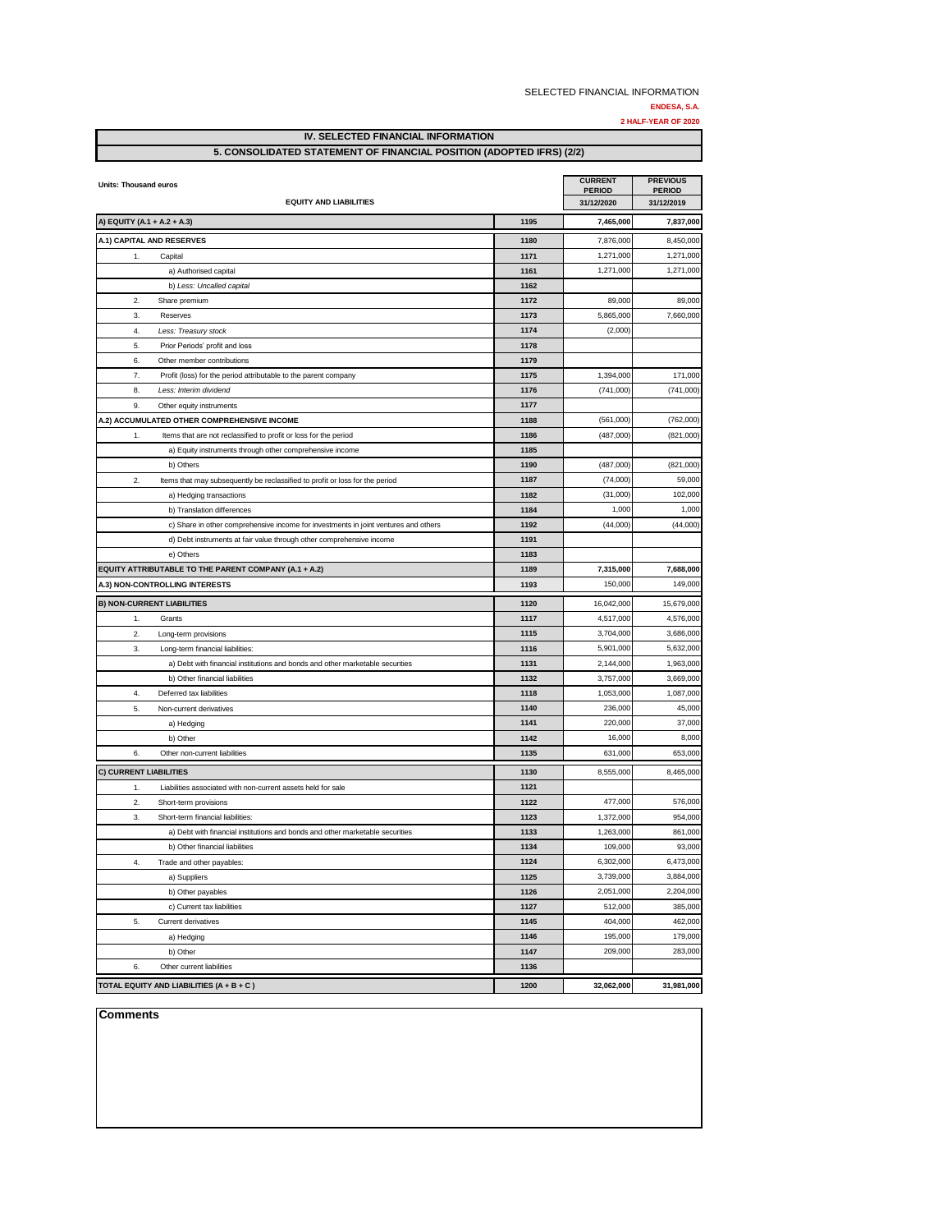SELECTED FINANCIAL INFORMATION

**ENDESA, S.A.**

**2 HALF-YEAR OF 2020**

## IV. SELECTED FINANCIAL INFORMATION

## 5. CONSOLIDATED STATEMENT OF FINANCIAL POSITION (ADOPTED IFRS) (2/2)

Units: Thousand euros

| EQUITY AND LIABILITIES | | CURRENT PERIOD 31/12/2020 | PREVIOUS PERIOD 31/12/2019 |
|---|---|---|---|
| **A) EQUITY (A.1 + A.2 + A.3)** | 1195 | **7,465,000** | **7,837,000** |
| **A.1) CAPITAL AND RESERVES** | 1180 | 7,876,000 | 8,450,000 |
| 1. Capital | 1171 | 1,271,000 | 1,271,000 |
| a) Authorised capital | 1161 | 1,271,000 | 1,271,000 |
| b) *Less: Uncalled capital* | 1162 | | |
| 2. Share premium | 1172 | 89,000 | 89,000 |
| 3. Reserves | 1173 | 5,865,000 | 7,660,000 |
| 4. *Less: Treasury stock* | 1174 | (2,000) | |
| 5. Prior Periods' profit and loss | 1178 | | |
| 6. Other member contributions | 1179 | | |
| 7. Profit (loss) for the period attributable to the parent company | 1175 | 1,394,000 | 171,000 |
| 8. *Less: Interim dividend* | 1176 | (741,000) | (741,000) |
| 9. Other equity instruments | 1177 | | |
| **A.2) ACCUMULATED OTHER COMPREHENSIVE INCOME** | 1188 | (561,000) | (762,000) |
| 1. Items that are not reclassified to profit or loss for the period | 1186 | (487,000) | (821,000) |
| a) Equity instruments through other comprehensive income | 1185 | | |
| b) Others | 1190 | (487,000) | (821,000) |
| 2. Items that may subsequently be reclassified to profit or loss for the period | 1187 | (74,000) | 59,000 |
| a) Hedging transactions | 1182 | (31,000) | 102,000 |
| b) Translation differences | 1184 | 1,000 | 1,000 |
| c) Share in other comprehensive income for investments in joint ventures and others | 1192 | (44,000) | (44,000) |
| d) Debt instruments at fair value through other comprehensive income | 1191 | | |
| e) Others | 1183 | | |
| **EQUITY ATTRIBUTABLE TO THE PARENT COMPANY (A.1 + A.2)** | 1189 | **7,315,000** | **7,688,000** |
| **A.3) NON-CONTROLLING INTERESTS** | 1193 | 150,000 | 149,000 |
| **B) NON-CURRENT LIABILITIES** | 1120 | 16,042,000 | 15,679,000 |
| 1. Grants | 1117 | 4,517,000 | 4,576,000 |
| 2. Long-term provisions | 1115 | 3,704,000 | 3,686,000 |
| 3. Long-term financial liabilities: | 1116 | 5,901,000 | 5,632,000 |
| a) Debt with financial institutions and bonds and other marketable securities | 1131 | 2,144,000 | 1,963,000 |
| b) Other financial liabilities | 1132 | 3,757,000 | 3,669,000 |
| 4. Deferred tax liabilities | 1118 | 1,053,000 | 1,087,000 |
| 5. Non-current derivatives | 1140 | 236,000 | 45,000 |
| a) Hedging | 1141 | 220,000 | 37,000 |
| b) Other | 1142 | 16,000 | 8,000 |
| 6. Other non-current liabilities | 1135 | 631,000 | 653,000 |
| **C) CURRENT LIABILITIES** | 1130 | 8,555,000 | 8,465,000 |
| 1. Liabilities associated with non-current assets held for sale | 1121 | | |
| 2. Short-term provisions | 1122 | 477,000 | 576,000 |
| 3. Short-term financial liabilities: | 1123 | 1,372,000 | 954,000 |
| a) Debt with financial institutions and bonds and other marketable securities | 1133 | 1,263,000 | 861,000 |
| b) Other financial liabilities | 1134 | 109,000 | 93,000 |
| 4. Trade and other payables: | 1124 | 6,302,000 | 6,473,000 |
| a) Suppliers | 1125 | 3,739,000 | 3,884,000 |
| b) Other payables | 1126 | 2,051,000 | 2,204,000 |
| c) Current tax liabilities | 1127 | 512,000 | 385,000 |
| 5. Current derivatives | 1145 | 404,000 | 462,000 |
| a) Hedging | 1146 | 195,000 | 179,000 |
| b) Other | 1147 | 209,000 | 283,000 |
| 6. Other current liabilities | 1136 | | |
| **TOTAL EQUITY AND LIABILITIES (A + B + C )** | 1200 | **32,062,000** | **31,981,000** |

**Comments**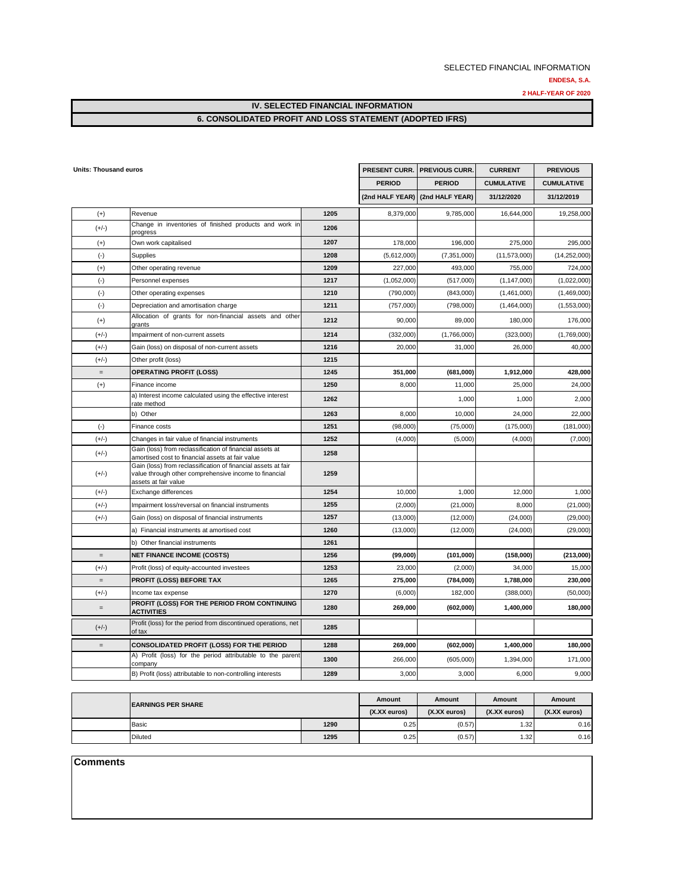SELECTED FINANCIAL INFORMATION

**ENDESA, S.A.**

**2 HALF-YEAR OF 2020**

# IV. SELECTED FINANCIAL INFORMATION

## 6. CONSOLIDATED PROFIT AND LOSS STATEMENT (ADOPTED IFRS)

**Units: Thousand euros**

| | | | PRESENT CURR. PERIOD (2nd HALF YEAR) | PREVIOUS CURR. PERIOD (2nd HALF YEAR) | CURRENT CUMULATIVE 31/12/2020 | PREVIOUS CUMULATIVE 31/12/2019 |
|---|---|---|---|---|---|---|
| (+) | Revenue | 1205 | 8,379,000 | 9,785,000 | 16,644,000 | 19,258,000 |
| (+/-) | Change in inventories of finished products and work in progress | 1206 | | | | |
| (+) | Own work capitalised | 1207 | 178,000 | 196,000 | 275,000 | 295,000 |
| (-) | Supplies | 1208 | (5,612,000) | (7,351,000) | (11,573,000) | (14,252,000) |
| (+) | Other operating revenue | 1209 | 227,000 | 493,000 | 755,000 | 724,000 |
| (-) | Personnel expenses | 1217 | (1,052,000) | (517,000) | (1,147,000) | (1,022,000) |
| (-) | Other operating expenses | 1210 | (790,000) | (843,000) | (1,461,000) | (1,469,000) |
| (-) | Depreciation and amortisation charge | 1211 | (757,000) | (798,000) | (1,464,000) | (1,553,000) |
| (+) | Allocation of grants for non-financial assets and other grants | 1212 | 90,000 | 89,000 | 180,000 | 176,000 |
| (+/-) | Impairment of non-current assets | 1214 | (332,000) | (1,766,000) | (323,000) | (1,769,000) |
| (+/-) | Gain (loss) on disposal of non-current assets | 1216 | 20,000 | 31,000 | 26,000 | 40,000 |
| (+/-) | Other profit (loss) | 1215 | | | | |
| = | **OPERATING PROFIT (LOSS)** | 1245 | **351,000** | **(681,000)** | **1,912,000** | **428,000** |
| (+) | Finance income | 1250 | 8,000 | 11,000 | 25,000 | 24,000 |
| | a) Interest income calculated using the effective interest rate method | 1262 | | 1,000 | 1,000 | 2,000 |
| | b) Other | 1263 | 8,000 | 10,000 | 24,000 | 22,000 |
| (-) | Finance costs | 1251 | (98,000) | (75,000) | (175,000) | (181,000) |
| (+/-) | Changes in fair value of financial instruments | 1252 | (4,000) | (5,000) | (4,000) | (7,000) |
| (+/-) | Gain (loss) from reclassification of financial assets at amortised cost to financial assets at fair value | 1258 | | | | |
| (+/-) | Gain (loss) from reclassification of financial assets at fair value through other comprehensive income to financial assets at fair value | 1259 | | | | |
| (+/-) | Exchange differences | 1254 | 10,000 | 1,000 | 12,000 | 1,000 |
| (+/-) | Impairment loss/reversal on financial instruments | 1255 | (2,000) | (21,000) | 8,000 | (21,000) |
| (+/-) | Gain (loss) on disposal of financial instruments | 1257 | (13,000) | (12,000) | (24,000) | (29,000) |
| | a) Financial instruments at amortised cost | 1260 | (13,000) | (12,000) | (24,000) | (29,000) |
| | b) Other financial instruments | 1261 | | | | |
| = | **NET FINANCE INCOME (COSTS)** | 1256 | **(99,000)** | **(101,000)** | **(158,000)** | **(213,000)** |
| (+/-) | Profit (loss) of equity-accounted investees | 1253 | 23,000 | (2,000) | 34,000 | 15,000 |
| = | **PROFIT (LOSS) BEFORE TAX** | 1265 | **275,000** | **(784,000)** | **1,788,000** | **230,000** |
| (+/-) | Income tax expense | 1270 | (6,000) | 182,000 | (388,000) | (50,000) |
| = | **PROFIT (LOSS) FOR THE PERIOD FROM CONTINUING ACTIVITIES** | 1280 | **269,000** | **(602,000)** | **1,400,000** | **180,000** |
| (+/-) | Profit (loss) for the period from discontinued operations, net of tax | 1285 | | | | |
| = | **CONSOLIDATED PROFIT (LOSS) FOR THE PERIOD** | 1288 | **269,000** | **(602,000)** | **1,400,000** | **180,000** |
| | A) Profit (loss) for the period attributable to the parent company | 1300 | 266,000 | (605,000) | 1,394,000 | 171,000 |
| | B) Profit (loss) attributable to non-controlling interests | 1289 | 3,000 | 3,000 | 6,000 | 9,000 |

| | EARNINGS PER SHARE | | Amount (X.XX euros) | Amount (X.XX euros) | Amount (X.XX euros) | Amount (X.XX euros) |
|---|---|---|---|---|---|---|
| | Basic | 1290 | 0.25 | (0.57) | 1.32 | 0.16 |
| | Diluted | 1295 | 0.25 | (0.57) | 1.32 | 0.16 |

**Comments**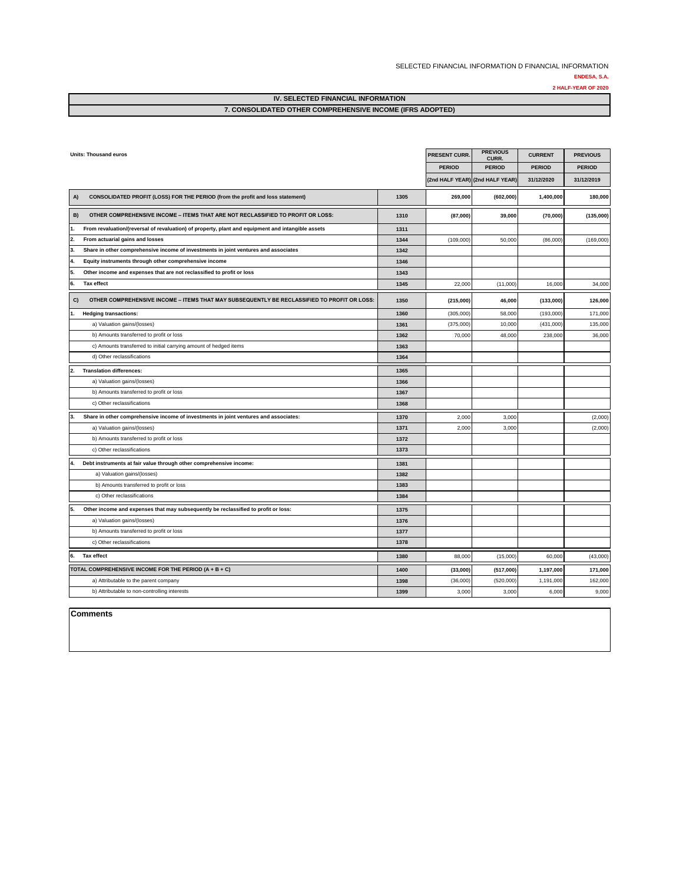SELECTED FINANCIAL INFORMATION D FINANCIAL INFORMATION

**ENDESA, S.A.**

**2 HALF-YEAR OF 2020**

# IV. SELECTED FINANCIAL INFORMATION

## 7. CONSOLIDATED OTHER COMPREHENSIVE INCOME (IFRS ADOPTED)

| Units: Thousand euros | | PRESENT CURR. PERIOD (2nd HALF YEAR) | PREVIOUS CURR. PERIOD (2nd HALF YEAR) | CURRENT PERIOD 31/12/2020 | PREVIOUS PERIOD 31/12/2019 |
|---|---|---|---|---|---|
| **A) CONSOLIDATED PROFIT (LOSS) FOR THE PERIOD (from the profit and loss statement)** | 1305 | **269,000** | **(602,000)** | **1,400,000** | **180,000** |
| **B) OTHER COMPREHENSIVE INCOME – ITEMS THAT ARE NOT RECLASSIFIED TO PROFIT OR LOSS:** | 1310 | **(87,000)** | **39,000** | **(70,000)** | **(135,000)** |
| 1. From revaluation/(reversal of revaluation) of property, plant and equipment and intangible assets | 1311 | | | | |
| 2. From actuarial gains and losses | 1344 | (109,000) | 50,000 | (86,000) | (169,000) |
| 3. Share in other comprehensive income of investments in joint ventures and associates | 1342 | | | | |
| 4. Equity instruments through other comprehensive income | 1346 | | | | |
| 5. Other income and expenses that are not reclassified to profit or loss | 1343 | | | | |
| 6. Tax effect | 1345 | 22,000 | (11,000) | 16,000 | 34,000 |
| **C) OTHER COMPREHENSIVE INCOME – ITEMS THAT MAY SUBSEQUENTLY BE RECLASSIFIED TO PROFIT OR LOSS:** | 1350 | **(215,000)** | **46,000** | **(133,000)** | **126,000** |
| 1. Hedging transactions: | 1360 | (305,000) | 58,000 | (193,000) | 171,000 |
| a) Valuation gains/(losses) | 1361 | (375,000) | 10,000 | (431,000) | 135,000 |
| b) Amounts transferred to profit or loss | 1362 | 70,000 | 48,000 | 238,000 | 36,000 |
| c) Amounts transferred to initial carrying amount of hedged items | 1363 | | | | |
| d) Other reclassifications | 1364 | | | | |
| 2. Translation differences: | 1365 | | | | |
| a) Valuation gains/(losses) | 1366 | | | | |
| b) Amounts transferred to profit or loss | 1367 | | | | |
| c) Other reclassifications | 1368 | | | | |
| 3. Share in other comprehensive income of investments in joint ventures and associates: | 1370 | 2,000 | 3,000 | | (2,000) |
| a) Valuation gains/(losses) | 1371 | 2,000 | 3,000 | | (2,000) |
| b) Amounts transferred to profit or loss | 1372 | | | | |
| c) Other reclassifications | 1373 | | | | |
| 4. Debt instruments at fair value through other comprehensive income: | 1381 | | | | |
| a) Valuation gains/(losses) | 1382 | | | | |
| b) Amounts transferred to profit or loss | 1383 | | | | |
| c) Other reclassifications | 1384 | | | | |
| 5. Other income and expenses that may subsequently be reclassified to profit or loss: | 1375 | | | | |
| a) Valuation gains/(losses) | 1376 | | | | |
| b) Amounts transferred to profit or loss | 1377 | | | | |
| c) Other reclassifications | 1378 | | | | |
| 6. Tax effect | 1380 | 88,000 | (15,000) | 60,000 | (43,000) |
| **TOTAL COMPREHENSIVE INCOME FOR THE PERIOD (A + B + C)** | 1400 | **(33,000)** | **(517,000)** | **1,197,000** | **171,000** |
| a) Attributable to the parent company | 1398 | (36,000) | (520,000) | 1,191,000 | 162,000 |
| b) Attributable to non-controlling interests | 1399 | 3,000 | 3,000 | 6,000 | 9,000 |

**Comments**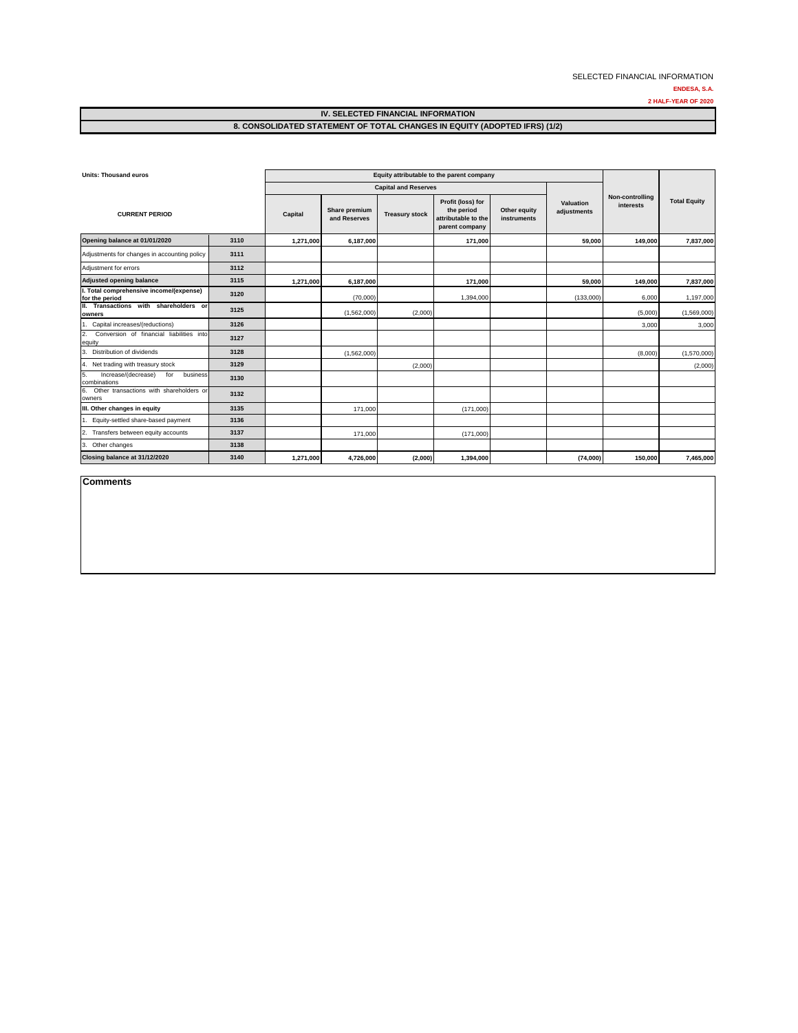SELECTED FINANCIAL INFORMATION

**ENDESA, S.A.**

**2 HALF-YEAR OF 2020**

## IV. SELECTED FINANCIAL INFORMATION

### 8. CONSOLIDATED STATEMENT OF TOTAL CHANGES IN EQUITY (ADOPTED IFRS) (1/2)

| Units: Thousand euros | | Equity attributable to the parent company | | | | | | | |
|---|---|---|---|---|---|---|---|---|---|
| | | Capital and Reserves | | | | | | Non-controlling interests | Total Equity |
| CURRENT PERIOD | | Capital | Share premium and Reserves | Treasury stock | Profit (loss) for the period attributable to the parent company | Other equity instruments | Valuation adjustments | | |
| **Opening balance at 01/01/2020** | 3110 | 1,271,000 | 6,187,000 | | 171,000 | | 59,000 | 149,000 | 7,837,000 |
| Adjustments for changes in accounting policy | 3111 | | | | | | | | |
| Adjustment for errors | 3112 | | | | | | | | |
| **Adjusted opening balance** | 3115 | 1,271,000 | 6,187,000 | | 171,000 | | 59,000 | 149,000 | 7,837,000 |
| **I. Total comprehensive income/(expense) for the period** | 3120 | | (70,000) | | 1,394,000 | | (133,000) | 6,000 | 1,197,000 |
| **II. Transactions with shareholders or owners** | 3125 | | (1,562,000) | (2,000) | | | | (5,000) | (1,569,000) |
| 1. Capital increases/(reductions) | 3126 | | | | | | | 3,000 | 3,000 |
| 2. Conversion of financial liabilities into equity | 3127 | | | | | | | | |
| 3. Distribution of dividends | 3128 | | (1,562,000) | | | | | (8,000) | (1,570,000) |
| 4. Net trading with treasury stock | 3129 | | | (2,000) | | | | | (2,000) |
| 5. Increase/(decrease) for business combinations | 3130 | | | | | | | | |
| 6. Other transactions with shareholders or owners | 3132 | | | | | | | | |
| **III. Other changes in equity** | 3135 | | 171,000 | | (171,000) | | | | |
| 1. Equity-settled share-based payment | 3136 | | | | | | | | |
| 2. Transfers between equity accounts | 3137 | | 171,000 | | (171,000) | | | | |
| 3. Other changes | 3138 | | | | | | | | |
| **Closing balance at 31/12/2020** | 3140 | 1,271,000 | 4,726,000 | (2,000) | 1,394,000 | | (74,000) | 150,000 | 7,465,000 |

**Comments**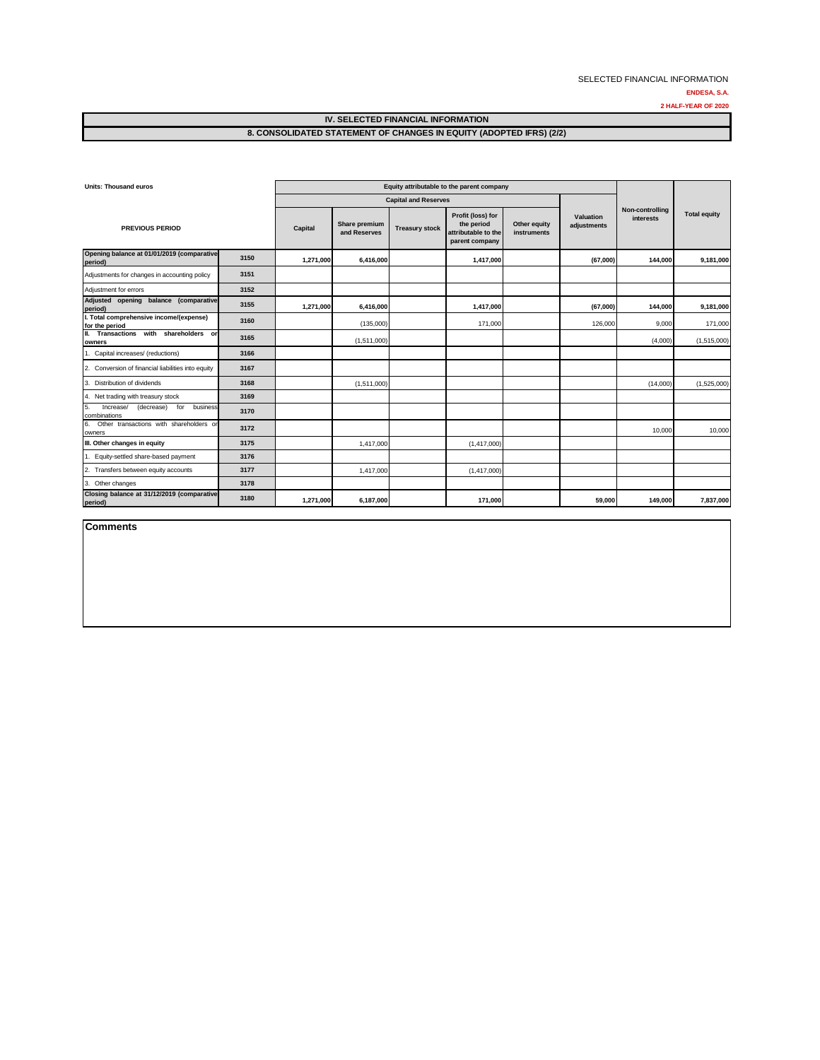SELECTED FINANCIAL INFORMATION

**ENDESA, S.A.**

**2 HALF-YEAR OF 2020**

## IV. SELECTED FINANCIAL INFORMATION

## 8. CONSOLIDATED STATEMENT OF CHANGES IN EQUITY (ADOPTED IFRS) (2/2)

| Units: Thousand euros | | Equity attributable to the parent company | | | | | | | |
|---|---|---|---|---|---|---|---|---|---|
| | | Capital and Reserves | | | | | | | |
| PREVIOUS PERIOD | | Capital | Share premium and Reserves | Treasury stock | Profit (loss) for the period attributable to the parent company | Other equity instruments | Valuation adjustments | Non-controlling interests | Total equity |
| **Opening balance at 01/01/2019 (comparative period)** | 3150 | **1,271,000** | **6,416,000** | | **1,417,000** | | **(67,000)** | **144,000** | **9,181,000** |
| Adjustments for changes in accounting policy | 3151 | | | | | | | | |
| Adjustment for errors | 3152 | | | | | | | | |
| **Adjusted opening balance (comparative period)** | 3155 | **1,271,000** | **6,416,000** | | **1,417,000** | | **(67,000)** | **144,000** | **9,181,000** |
| **I. Total comprehensive income/(expense) for the period** | 3160 | | (135,000) | | 171,000 | | 126,000 | 9,000 | 171,000 |
| **II. Transactions with shareholders or owners** | 3165 | | (1,511,000) | | | | | (4,000) | (1,515,000) |
| 1. Capital increases/ (reductions) | 3166 | | | | | | | | |
| 2. Conversion of financial liabilities into equity | 3167 | | | | | | | | |
| 3. Distribution of dividends | 3168 | | (1,511,000) | | | | | (14,000) | (1,525,000) |
| 4. Net trading with treasury stock | 3169 | | | | | | | | |
| 5. Increase/ (decrease) for business combinations | 3170 | | | | | | | | |
| 6. Other transactions with shareholders or owners | 3172 | | | | | | | 10,000 | 10,000 |
| **III. Other changes in equity** | 3175 | | 1,417,000 | | (1,417,000) | | | | |
| 1. Equity-settled share-based payment | 3176 | | | | | | | | |
| 2. Transfers between equity accounts | 3177 | | 1,417,000 | | (1,417,000) | | | | |
| 3. Other changes | 3178 | | | | | | | | |
| **Closing balance at 31/12/2019 (comparative period)** | 3180 | **1,271,000** | **6,187,000** | | **171,000** | | **59,000** | **149,000** | **7,837,000** |

**Comments**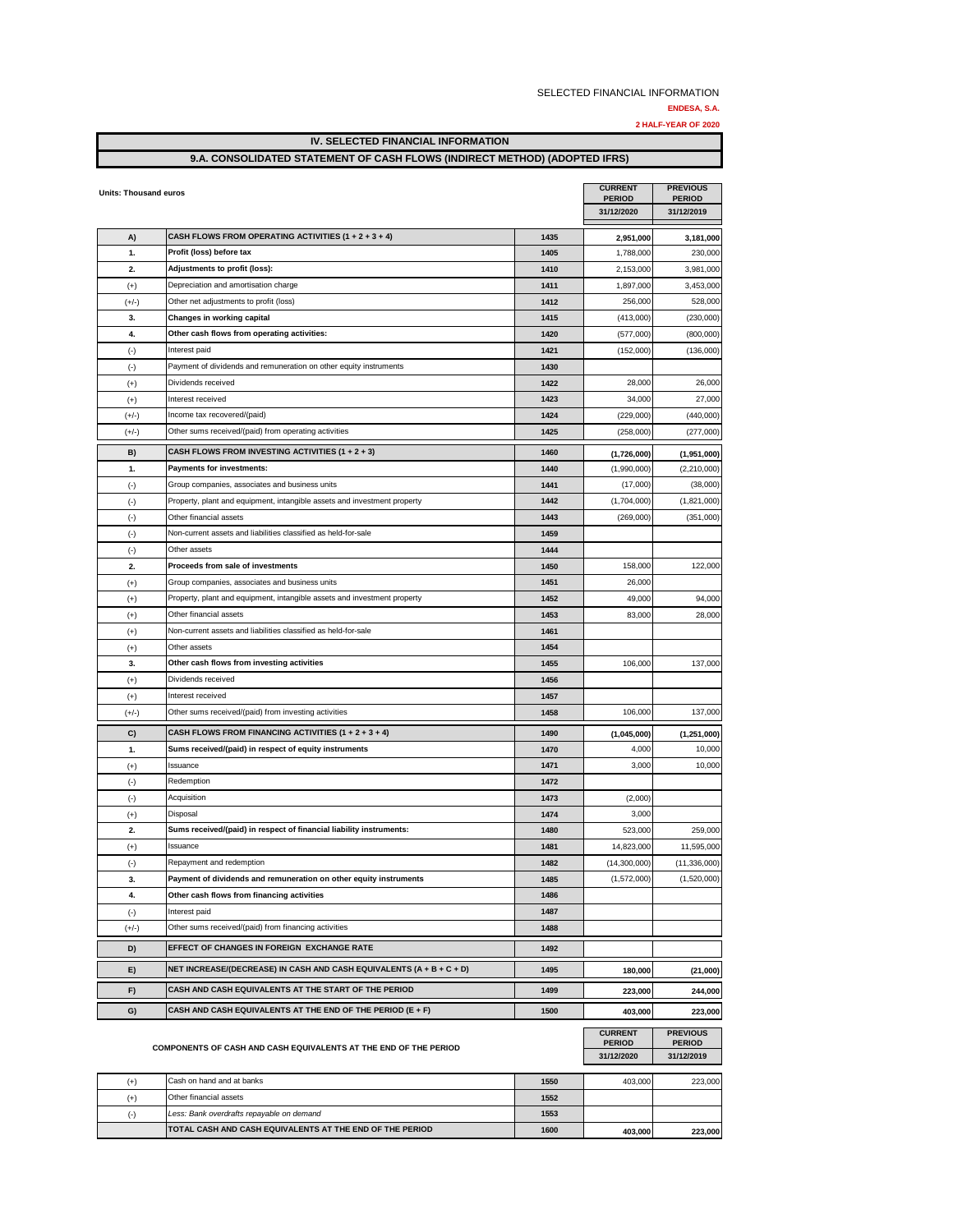SELECTED FINANCIAL INFORMATION

**ENDESA, S.A.**

**2 HALF-YEAR OF 2020**

# IV. SELECTED FINANCIAL INFORMATION

## 9.A. CONSOLIDATED STATEMENT OF CASH FLOWS (INDIRECT METHOD) (ADOPTED IFRS)

**Units: Thousand euros**

| | | | CURRENT PERIOD 31/12/2020 | PREVIOUS PERIOD 31/12/2019 |
|---|---|---|---|---|
| **A)** | **CASH FLOWS FROM OPERATING ACTIVITIES (1 + 2 + 3 + 4)** | 1435 | **2,951,000** | **3,181,000** |
| **1.** | **Profit (loss) before tax** | 1405 | 1,788,000 | 230,000 |
| **2.** | **Adjustments to profit (loss):** | 1410 | 2,153,000 | 3,981,000 |
| (+) | Depreciation and amortisation charge | 1411 | 1,897,000 | 3,453,000 |
| (+/-) | Other net adjustments to profit (loss) | 1412 | 256,000 | 528,000 |
| **3.** | **Changes in working capital** | 1415 | (413,000) | (230,000) |
| **4.** | **Other cash flows from operating activities:** | 1420 | (577,000) | (800,000) |
| (-) | Interest paid | 1421 | (152,000) | (136,000) |
| (-) | Payment of dividends and remuneration on other equity instruments | 1430 | | |
| (+) | Dividends received | 1422 | 28,000 | 26,000 |
| (+) | Interest received | 1423 | 34,000 | 27,000 |
| (+/-) | Income tax recovered/(paid) | 1424 | (229,000) | (440,000) |
| (+/-) | Other sums received/(paid) from operating activities | 1425 | (258,000) | (277,000) |
| **B)** | **CASH FLOWS FROM INVESTING ACTIVITIES (1 + 2 + 3)** | 1460 | **(1,726,000)** | **(1,951,000)** |
| **1.** | **Payments for investments:** | 1440 | (1,990,000) | (2,210,000) |
| (-) | Group companies, associates and business units | 1441 | (17,000) | (38,000) |
| (-) | Property, plant and equipment, intangible assets and investment property | 1442 | (1,704,000) | (1,821,000) |
| (-) | Other financial assets | 1443 | (269,000) | (351,000) |
| (-) | Non-current assets and liabilities classified as held-for-sale | 1459 | | |
| (-) | Other assets | 1444 | | |
| **2.** | **Proceeds from sale of investments** | 1450 | 158,000 | 122,000 |
| (+) | Group companies, associates and business units | 1451 | 26,000 | |
| (+) | Property, plant and equipment, intangible assets and investment property | 1452 | 49,000 | 94,000 |
| (+) | Other financial assets | 1453 | 83,000 | 28,000 |
| (+) | Non-current assets and liabilities classified as held-for-sale | 1461 | | |
| (+) | Other assets | 1454 | | |
| **3.** | **Other cash flows from investing activities** | 1455 | 106,000 | 137,000 |
| (+) | Dividends received | 1456 | | |
| (+) | Interest received | 1457 | | |
| (+/-) | Other sums received/(paid) from investing activities | 1458 | 106,000 | 137,000 |
| **C)** | **CASH FLOWS FROM FINANCING ACTIVITIES (1 + 2 + 3 + 4)** | 1490 | **(1,045,000)** | **(1,251,000)** |
| **1.** | **Sums received/(paid) in respect of equity instruments** | 1470 | 4,000 | 10,000 |
| (+) | Issuance | 1471 | 3,000 | 10,000 |
| (-) | Redemption | 1472 | | |
| (-) | Acquisition | 1473 | (2,000) | |
| (+) | Disposal | 1474 | 3,000 | |
| **2.** | **Sums received/(paid) in respect of financial liability instruments:** | 1480 | 523,000 | 259,000 |
| (+) | Issuance | 1481 | 14,823,000 | 11,595,000 |
| (-) | Repayment and redemption | 1482 | (14,300,000) | (11,336,000) |
| **3.** | **Payment of dividends and remuneration on other equity instruments** | 1485 | (1,572,000) | (1,520,000) |
| **4.** | **Other cash flows from financing activities** | 1486 | | |
| (-) | Interest paid | 1487 | | |
| (+/-) | Other sums received/(paid) from financing activities | 1488 | | |
| **D)** | **EFFECT OF CHANGES IN FOREIGN EXCHANGE RATE** | 1492 | | |
| **E)** | **NET INCREASE/(DECREASE) IN CASH AND CASH EQUIVALENTS (A + B + C + D)** | 1495 | **180,000** | **(21,000)** |
| **F)** | **CASH AND CASH EQUIVALENTS AT THE START OF THE PERIOD** | 1499 | **223,000** | **244,000** |
| **G)** | **CASH AND CASH EQUIVALENTS AT THE END OF THE PERIOD (E + F)** | 1500 | **403,000** | **223,000** |

| COMPONENTS OF CASH AND CASH EQUIVALENTS AT THE END OF THE PERIOD | | | CURRENT PERIOD 31/12/2020 | PREVIOUS PERIOD 31/12/2019 |
|---|---|---|---|---|
| (+) | Cash on hand and at banks | 1550 | 403,000 | 223,000 |
| (+) | Other financial assets | 1552 | | |
| (-) | *Less: Bank overdrafts repayable on demand* | 1553 | | |
| | **TOTAL CASH AND CASH EQUIVALENTS AT THE END OF THE PERIOD** | 1600 | **403,000** | **223,000** |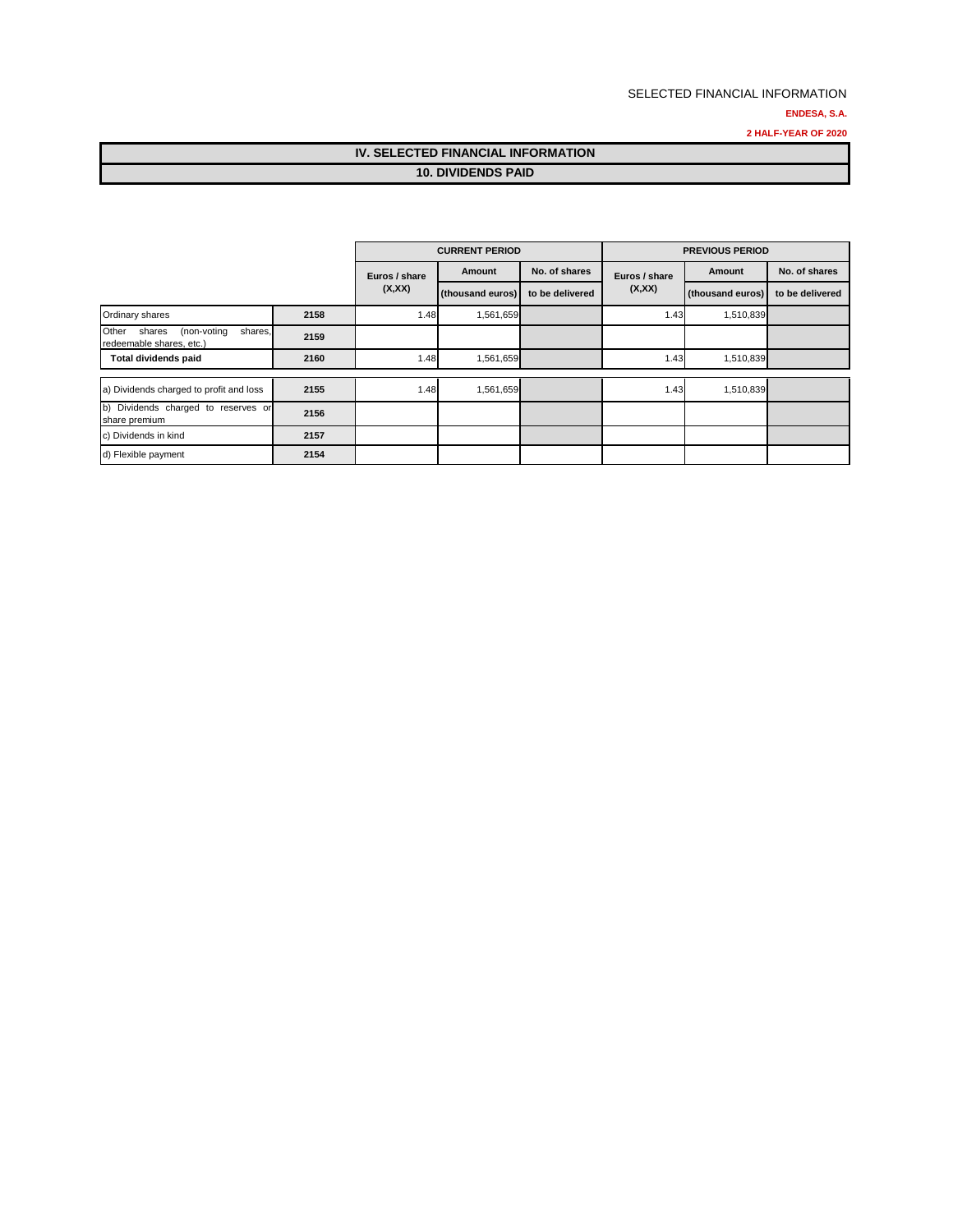SELECTED FINANCIAL INFORMATION

**ENDESA, S.A.**

**2 HALF-YEAR OF 2020**

# IV. SELECTED FINANCIAL INFORMATION

## 10. DIVIDENDS PAID

| | | CURRENT PERIOD | | | PREVIOUS PERIOD | | |
|---|---|---|---|---|---|---|---|
| | | Euros / share (X,XX) | Amount (thousand euros) | No. of shares to be delivered | Euros / share (X,XX) | Amount (thousand euros) | No. of shares to be delivered |
| Ordinary shares | 2158 | 1.48 | 1,561,659 | | 1.43 | 1,510,839 | |
| Other shares (non-voting shares, redeemable shares, etc.) | 2159 | | | | | | |
| **Total dividends paid** | **2160** | 1.48 | 1,561,659 | | 1.43 | 1,510,839 | |
| a) Dividends charged to profit and loss | 2155 | 1.48 | 1,561,659 | | 1.43 | 1,510,839 | |
| b) Dividends charged to reserves or share premium | 2156 | | | | | | |
| c) Dividends in kind | 2157 | | | | | | |
| d) Flexible payment | 2154 | | | | | | |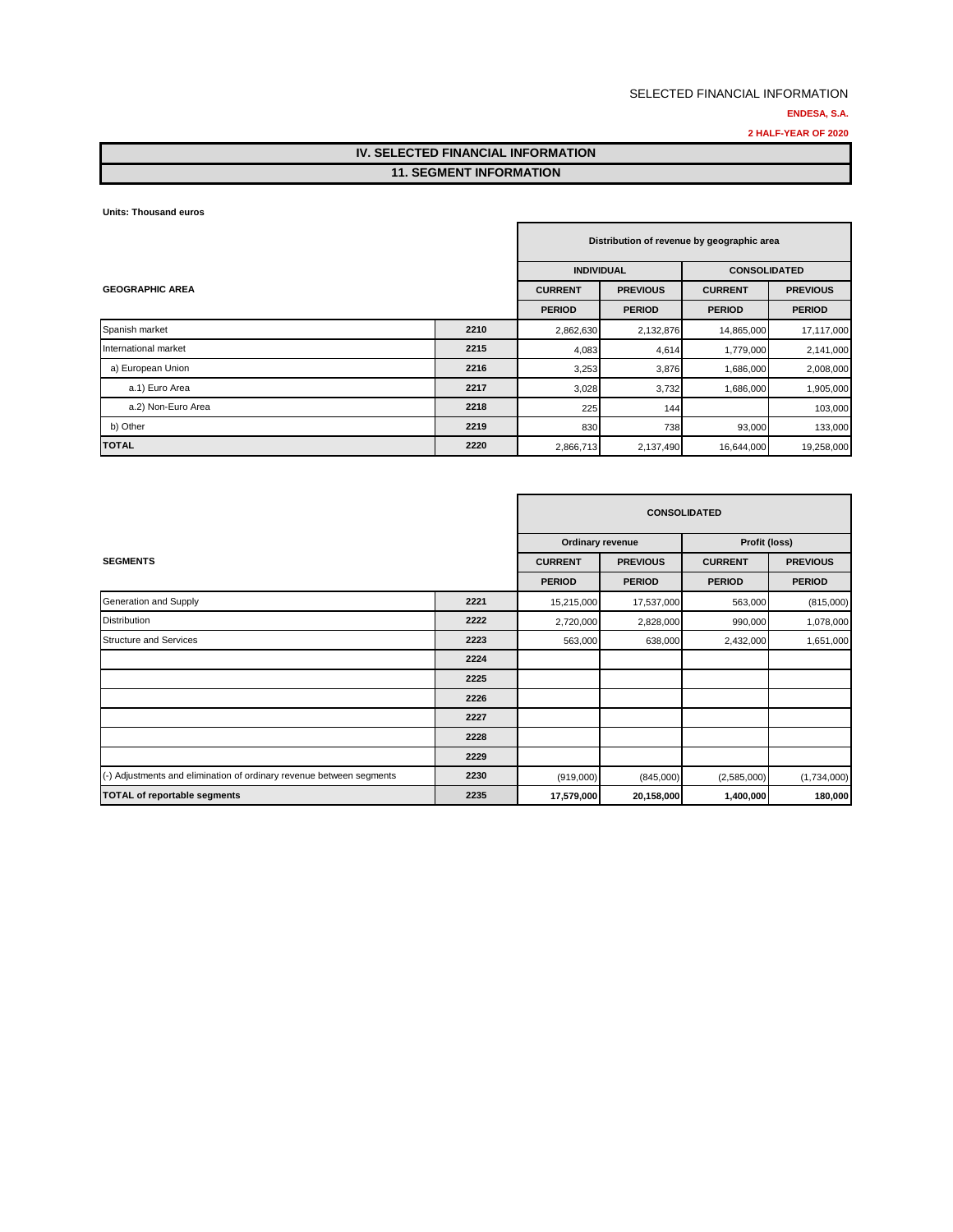SELECTED FINANCIAL INFORMATION

**ENDESA, S.A.**

**2 HALF-YEAR OF 2020**

# IV. SELECTED FINANCIAL INFORMATION

## 11. SEGMENT INFORMATION

**Units: Thousand euros**

| | | Distribution of revenue by geographic area | | | |
|---|---|---|---|---|---|
| | | **INDIVIDUAL** | | **CONSOLIDATED** | |
| **GEOGRAPHIC AREA** | | **CURRENT PERIOD** | **PREVIOUS PERIOD** | **CURRENT PERIOD** | **PREVIOUS PERIOD** |
| Spanish market | 2210 | 2,862,630 | 2,132,876 | 14,865,000 | 17,117,000 |
| International market | 2215 | 4,083 | 4,614 | 1,779,000 | 2,141,000 |
| a) European Union | 2216 | 3,253 | 3,876 | 1,686,000 | 2,008,000 |
| a.1) Euro Area | 2217 | 3,028 | 3,732 | 1,686,000 | 1,905,000 |
| a.2) Non-Euro Area | 2218 | 225 | 144 | | 103,000 |
| b) Other | 2219 | 830 | 738 | 93,000 | 133,000 |
| **TOTAL** | 2220 | 2,866,713 | 2,137,490 | 16,644,000 | 19,258,000 |

| | | **CONSOLIDATED** | | | |
|---|---|---|---|---|---|
| | | **Ordinary revenue** | | **Profit (loss)** | |
| **SEGMENTS** | | **CURRENT PERIOD** | **PREVIOUS PERIOD** | **CURRENT PERIOD** | **PREVIOUS PERIOD** |
| Generation and Supply | 2221 | 15,215,000 | 17,537,000 | 563,000 | (815,000) |
| Distribution | 2222 | 2,720,000 | 2,828,000 | 990,000 | 1,078,000 |
| Structure and Services | 2223 | 563,000 | 638,000 | 2,432,000 | 1,651,000 |
| | 2224 | | | | |
| | 2225 | | | | |
| | 2226 | | | | |
| | 2227 | | | | |
| | 2228 | | | | |
| | 2229 | | | | |
| (-) Adjustments and elimination of ordinary revenue between segments | 2230 | (919,000) | (845,000) | (2,585,000) | (1,734,000) |
| **TOTAL of reportable segments** | 2235 | **17,579,000** | **20,158,000** | **1,400,000** | **180,000** |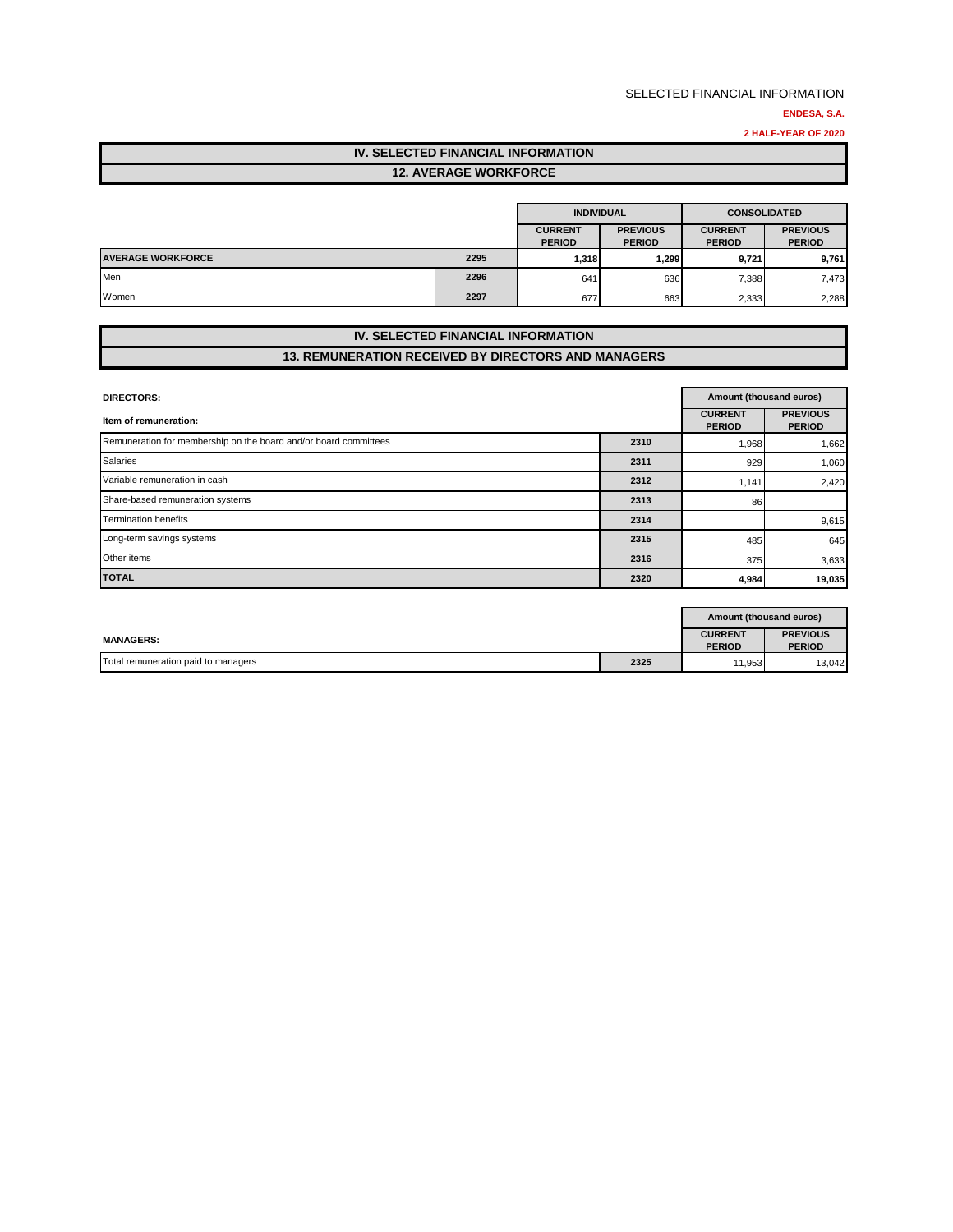SELECTED FINANCIAL INFORMATION

**ENDESA, S.A.**

**2 HALF-YEAR OF 2020**

## IV. SELECTED FINANCIAL INFORMATION

### 12. AVERAGE WORKFORCE

| | | INDIVIDUAL | | CONSOLIDATED | |
|---|---|---|---|---|---|
| | | CURRENT PERIOD | PREVIOUS PERIOD | CURRENT PERIOD | PREVIOUS PERIOD |
| **AVERAGE WORKFORCE** | 2295 | **1,318** | **1,299** | **9,721** | **9,761** |
| Men | 2296 | 641 | 636 | 7,388 | 7,473 |
| Women | 2297 | 677 | 663 | 2,333 | 2,288 |

## IV. SELECTED FINANCIAL INFORMATION

### 13. REMUNERATION RECEIVED BY DIRECTORS AND MANAGERS

| **DIRECTORS:** | | Amount (thousand euros) | |
|---|---|---|---|
| **Item of remuneration:** | | CURRENT PERIOD | PREVIOUS PERIOD |
| Remuneration for membership on the board and/or board committees | 2310 | 1,968 | 1,662 |
| Salaries | 2311 | 929 | 1,060 |
| Variable remuneration in cash | 2312 | 1,141 | 2,420 |
| Share-based remuneration systems | 2313 | 86 | |
| Termination benefits | 2314 | | 9,615 |
| Long-term savings systems | 2315 | 485 | 645 |
| Other items | 2316 | 375 | 3,633 |
| **TOTAL** | 2320 | **4,984** | **19,035** |

| | | Amount (thousand euros) | |
|---|---|---|---|
| **MANAGERS:** | | CURRENT PERIOD | PREVIOUS PERIOD |
| Total remuneration paid to managers | 2325 | 11,953 | 13,042 |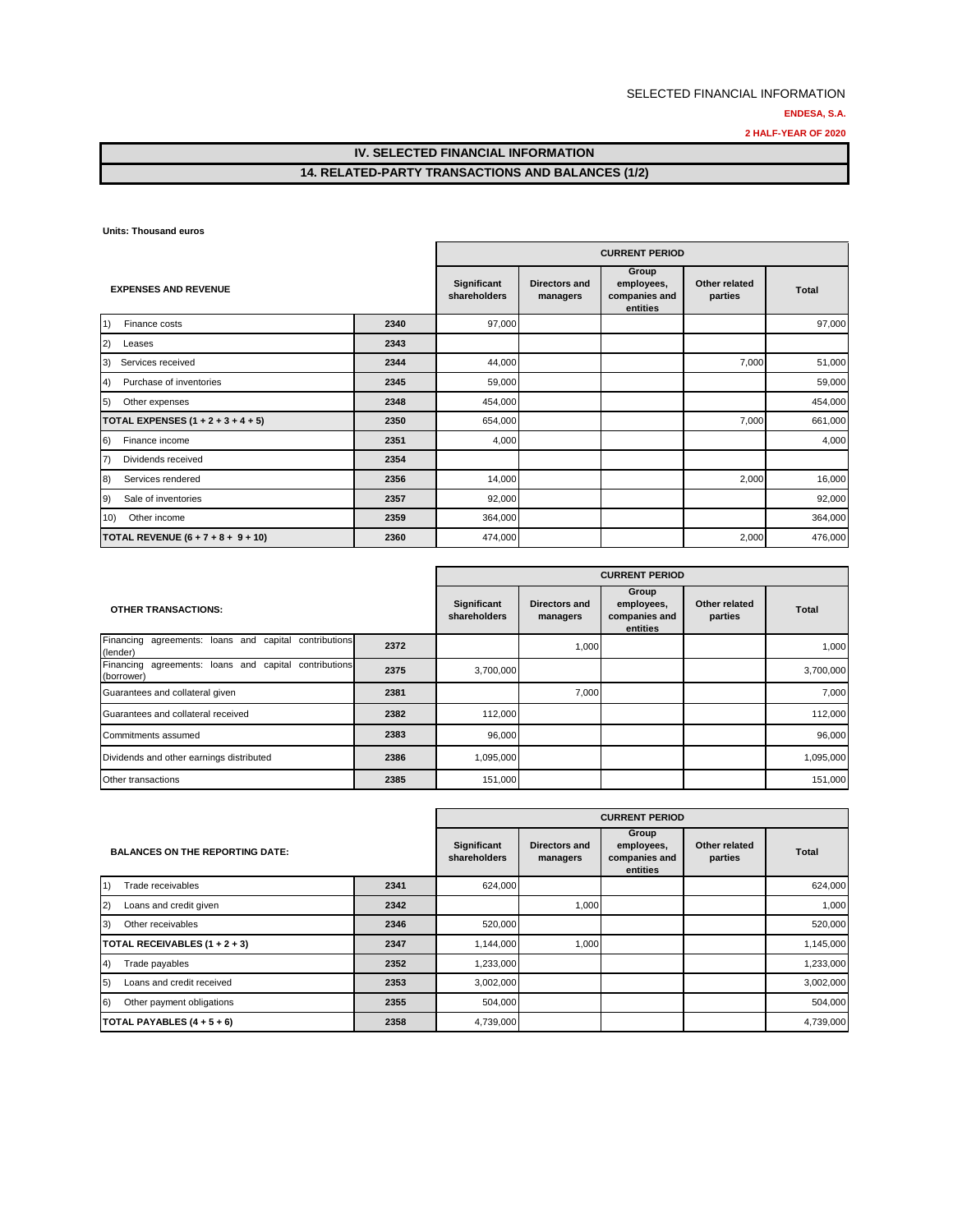SELECTED FINANCIAL INFORMATION

**ENDESA, S.A.**

**2 HALF-YEAR OF 2020**

## IV. SELECTED FINANCIAL INFORMATION

## 14. RELATED-PARTY TRANSACTIONS AND BALANCES (1/2)

**Units: Thousand euros**

| EXPENSES AND REVENUE | | CURRENT PERIOD | | | | |
|---|---|---|---|---|---|---|
| | | Significant shareholders | Directors and managers | Group employees, companies and entities | Other related parties | Total |
| 1) Finance costs | 2340 | 97,000 | | | | 97,000 |
| 2) Leases | 2343 | | | | | |
| 3) Services received | 2344 | 44,000 | | | 7,000 | 51,000 |
| 4) Purchase of inventories | 2345 | 59,000 | | | | 59,000 |
| 5) Other expenses | 2348 | 454,000 | | | | 454,000 |
| **TOTAL EXPENSES (1 + 2 + 3 + 4 + 5)** | 2350 | 654,000 | | | 7,000 | 661,000 |
| 6) Finance income | 2351 | 4,000 | | | | 4,000 |
| 7) Dividends received | 2354 | | | | | |
| 8) Services rendered | 2356 | 14,000 | | | 2,000 | 16,000 |
| 9) Sale of inventories | 2357 | 92,000 | | | | 92,000 |
| 10) Other income | 2359 | 364,000 | | | | 364,000 |
| **TOTAL REVENUE (6 + 7 + 8 + 9 + 10)** | 2360 | 474,000 | | | 2,000 | 476,000 |

| OTHER TRANSACTIONS: | | CURRENT PERIOD | | | | |
|---|---|---|---|---|---|---|
| | | Significant shareholders | Directors and managers | Group employees, companies and entities | Other related parties | Total |
| Financing agreements: loans and capital contributions (lender) | 2372 | | 1,000 | | | 1,000 |
| Financing agreements: loans and capital contributions (borrower) | 2375 | 3,700,000 | | | | 3,700,000 |
| Guarantees and collateral given | 2381 | | 7,000 | | | 7,000 |
| Guarantees and collateral received | 2382 | 112,000 | | | | 112,000 |
| Commitments assumed | 2383 | 96,000 | | | | 96,000 |
| Dividends and other earnings distributed | 2386 | 1,095,000 | | | | 1,095,000 |
| Other transactions | 2385 | 151,000 | | | | 151,000 |

| BALANCES ON THE REPORTING DATE: | | CURRENT PERIOD | | | | |
|---|---|---|---|---|---|---|
| | | Significant shareholders | Directors and managers | Group employees, companies and entities | Other related parties | Total |
| 1) Trade receivables | 2341 | 624,000 | | | | 624,000 |
| 2) Loans and credit given | 2342 | | 1,000 | | | 1,000 |
| 3) Other receivables | 2346 | 520,000 | | | | 520,000 |
| **TOTAL RECEIVABLES (1 + 2 + 3)** | 2347 | 1,144,000 | 1,000 | | | 1,145,000 |
| 4) Trade payables | 2352 | 1,233,000 | | | | 1,233,000 |
| 5) Loans and credit received | 2353 | 3,002,000 | | | | 3,002,000 |
| 6) Other payment obligations | 2355 | 504,000 | | | | 504,000 |
| **TOTAL PAYABLES (4 + 5 + 6)** | 2358 | 4,739,000 | | | | 4,739,000 |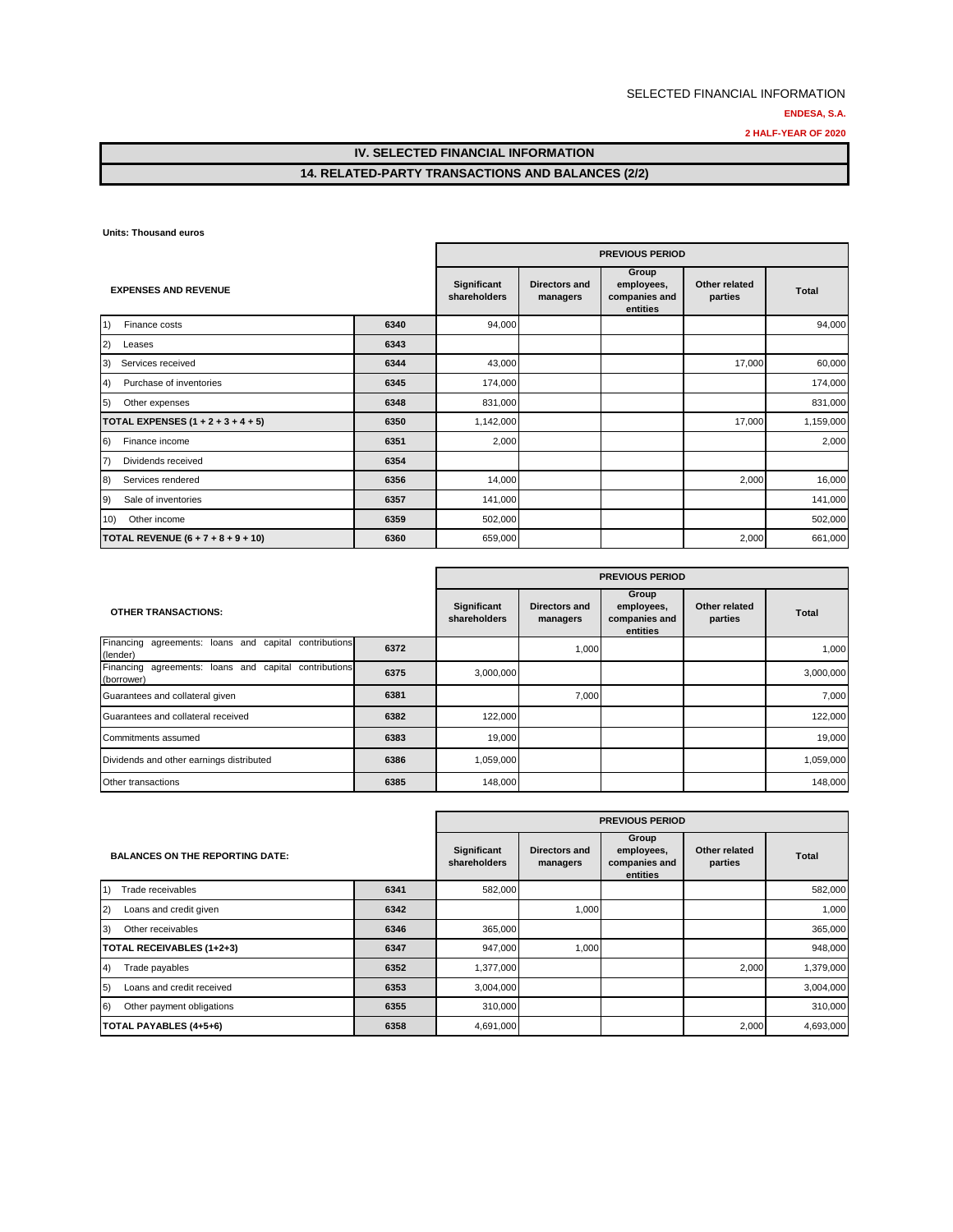SELECTED FINANCIAL INFORMATION

**ENDESA, S.A.**

**2 HALF-YEAR OF 2020**

# IV. SELECTED FINANCIAL INFORMATION

## 14. RELATED-PARTY TRANSACTIONS AND BALANCES (2/2)

**Units: Thousand euros**

| | | PREVIOUS PERIOD | | | | |
|---|---|---|---|---|---|---|
| **EXPENSES AND REVENUE** | | **Significant shareholders** | **Directors and managers** | **Group employees, companies and entities** | **Other related parties** | **Total** |
| 1) Finance costs | 6340 | 94,000 | | | | 94,000 |
| 2) Leases | 6343 | | | | | |
| 3) Services received | 6344 | 43,000 | | | 17,000 | 60,000 |
| 4) Purchase of inventories | 6345 | 174,000 | | | | 174,000 |
| 5) Other expenses | 6348 | 831,000 | | | | 831,000 |
| **TOTAL EXPENSES (1 + 2 + 3 + 4 + 5)** | 6350 | 1,142,000 | | | 17,000 | 1,159,000 |
| 6) Finance income | 6351 | 2,000 | | | | 2,000 |
| 7) Dividends received | 6354 | | | | | |
| 8) Services rendered | 6356 | 14,000 | | | 2,000 | 16,000 |
| 9) Sale of inventories | 6357 | 141,000 | | | | 141,000 |
| 10) Other income | 6359 | 502,000 | | | | 502,000 |
| **TOTAL REVENUE (6 + 7 + 8 + 9 + 10)** | 6360 | 659,000 | | | 2,000 | 661,000 |

| | | PREVIOUS PERIOD | | | | |
|---|---|---|---|---|---|---|
| **OTHER TRANSACTIONS:** | | **Significant shareholders** | **Directors and managers** | **Group employees, companies and entities** | **Other related parties** | **Total** |
| Financing agreements: loans and capital contributions (lender) | 6372 | | 1,000 | | | 1,000 |
| Financing agreements: loans and capital contributions (borrower) | 6375 | 3,000,000 | | | | 3,000,000 |
| Guarantees and collateral given | 6381 | | 7,000 | | | 7,000 |
| Guarantees and collateral received | 6382 | 122,000 | | | | 122,000 |
| Commitments assumed | 6383 | 19,000 | | | | 19,000 |
| Dividends and other earnings distributed | 6386 | 1,059,000 | | | | 1,059,000 |
| Other transactions | 6385 | 148,000 | | | | 148,000 |

| | | PREVIOUS PERIOD | | | | |
|---|---|---|---|---|---|---|
| **BALANCES ON THE REPORTING DATE:** | | **Significant shareholders** | **Directors and managers** | **Group employees, companies and entities** | **Other related parties** | **Total** |
| 1) Trade receivables | 6341 | 582,000 | | | | 582,000 |
| 2) Loans and credit given | 6342 | | 1,000 | | | 1,000 |
| 3) Other receivables | 6346 | 365,000 | | | | 365,000 |
| **TOTAL RECEIVABLES (1+2+3)** | 6347 | 947,000 | 1,000 | | | 948,000 |
| 4) Trade payables | 6352 | 1,377,000 | | | 2,000 | 1,379,000 |
| 5) Loans and credit received | 6353 | 3,004,000 | | | | 3,004,000 |
| 6) Other payment obligations | 6355 | 310,000 | | | | 310,000 |
| **TOTAL PAYABLES (4+5+6)** | 6358 | 4,691,000 | | | 2,000 | 4,693,000 |